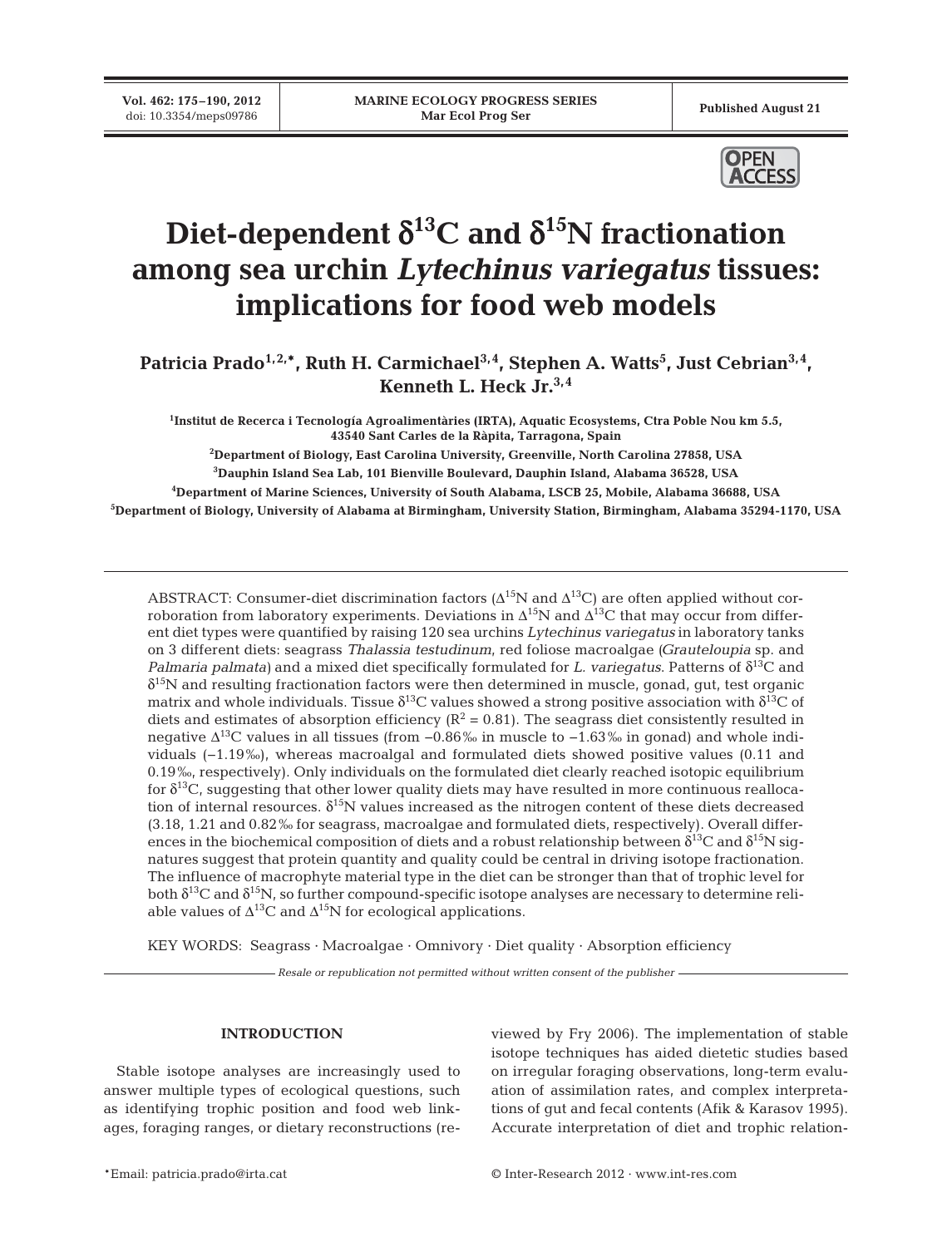# Diet-dependent $\delta^{13}C$ and $\delta^{15}N$ fractionation among sea urchin *Lytechinus variegatus* tissues: implications for food web models

**Patricia Prado[1,2,*], Ruth H. Carmichael[3,4], Stephen A. Watts[5], Just Cebrian[3,4], Kenneth L. Heck Jr.[3,4]**

[1]Institut de Recerca i Tecnología Agroalimentàries (IRTA), Aquatic Ecosystems, Ctra Poble Nou km 5.5, 43540 Sant Carles de la Ràpita, Tarragona, Spain

[2]Department of Biology, East Carolina University, Greenville, North Carolina 27858, USA

[3]Dauphin Island Sea Lab, 101 Bienville Boulevard, Dauphin Island, Alabama 36528, USA

[4]Department of Marine Sciences, University of South Alabama, LSCB 25, Mobile, Alabama 36688, USA

[5]Department of Biology, University of Alabama at Birmingham, University Station, Birmingham, Alabama 35294-1170, USA

ABSTRACT: Consumer-diet discrimination factors ($\Delta^{15}N$ and $\Delta^{13}C$) are often applied without corroboration from laboratory experiments. Deviations in $\Delta^{15}N$ and $\Delta^{13}C$ that may occur from different diet types were quantified by raising 120 sea urchins *Lytechinus variegatus* in laboratory tanks on 3 different diets: seagrass *Thalassia testudinum*, red foliose macroalgae (*Grauteloupia* sp. and *Palmaria palmata*) and a mixed diet specifically formulated for *L. variegatus*. Patterns of $\delta^{13}C$ and $\delta^{15}N$ and resulting fractionation factors were then determined in muscle, gonad, gut, test organic matrix and whole individuals. Tissue $\delta^{13}C$ values showed a strong positive association with $\delta^{13}C$ of diets and estimates of absorption efficiency ($R^2 = 0.81$). The seagrass diet consistently resulted in negative $\Delta^{13}C$ values in all tissues (from −0.86‰ in muscle to −1.63‰ in gonad) and whole individuals (−1.19‰), whereas macroalgal and formulated diets showed positive values (0.11 and 0.19‰, respectively). Only individuals on the formulated diet clearly reached isotopic equilibrium for $\delta^{13}C$, suggesting that other lower quality diets may have resulted in more continuous reallocation of internal resources. $\delta^{15}N$ values increased as the nitrogen content of these diets decreased (3.18, 1.21 and 0.82‰ for seagrass, macroalgae and formulated diets, respectively). Overall differences in the biochemical composition of diets and a robust relationship between $\delta^{13}C$ and $\delta^{15}N$ signatures suggest that protein quantity and quality could be central in driving isotope fractionation. The influence of macrophyte material type in the diet can be stronger than that of trophic level for both $\delta^{13}C$ and $\delta^{15}N$, so further compound-specific isotope analyses are necessary to determine reliable values of $\Delta^{13}C$ and $\Delta^{15}N$ for ecological applications.

KEY WORDS: Seagrass · Macroalgae · Omnivory · Diet quality · Absorption efficiency

*Resale or republication not permitted without written consent of the publisher*

## INTRODUCTION

Stable isotope analyses are increasingly used to answer multiple types of ecological questions, such as identifying trophic position and food web linkages, foraging ranges, or dietary reconstructions (reviewed by Fry 2006). The implementation of stable isotope techniques has aided dietetic studies based on irregular foraging observations, long-term evaluation of assimilation rates, and complex interpretations of gut and fecal contents (Afik & Karasov 1995). Accurate interpretation of diet and trophic relation-

*Email: patricia.prado@irta.cat

© Inter-Research 2012 · www.int-res.com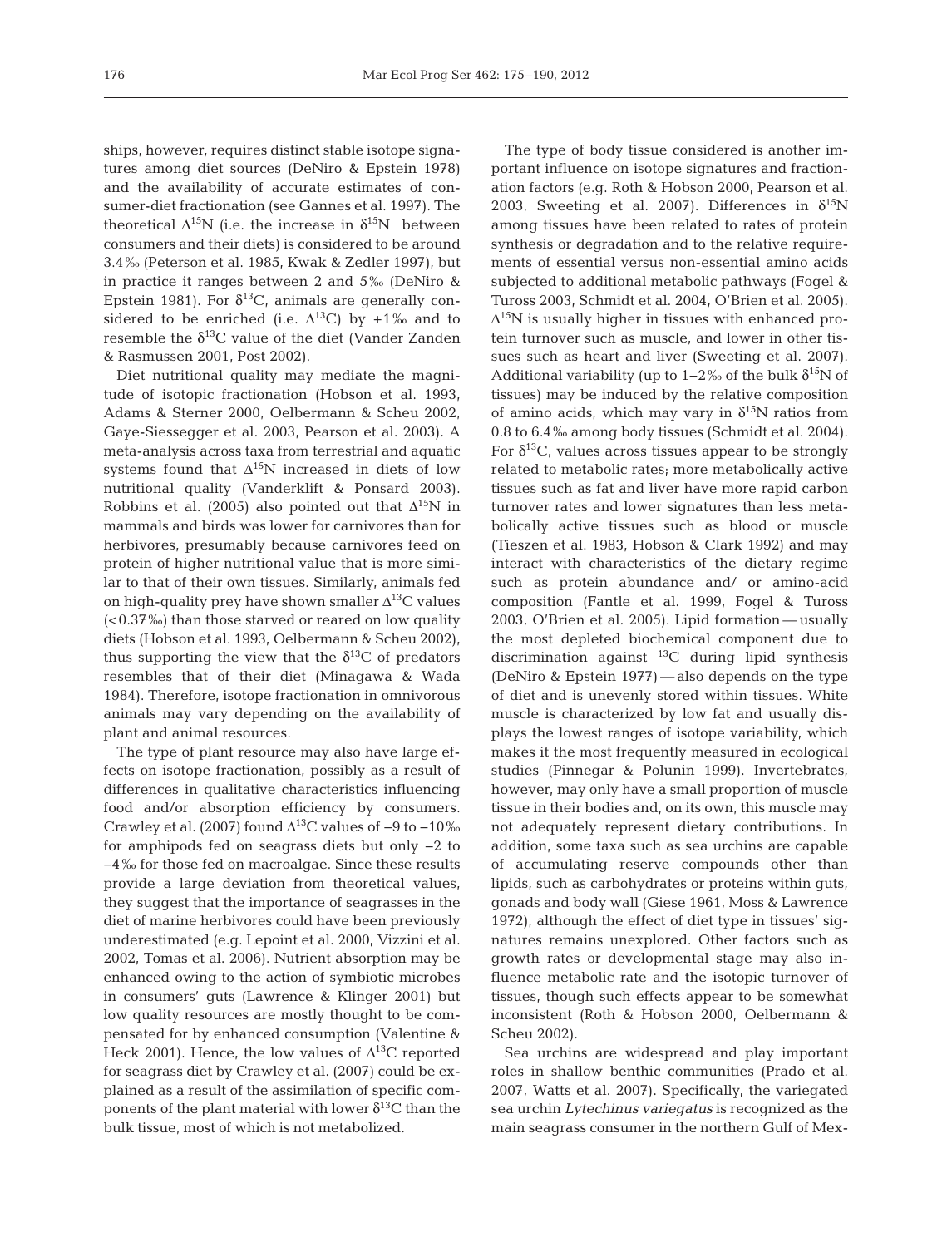ships, however, requires distinct stable isotope signatures among diet sources (DeNiro & Epstein 1978) and the availability of accurate estimates of consumer-diet fractionation (see Gannes et al. 1997). The theoretical $\Delta^{15}N$ (i.e. the increase in $\delta^{15}N$ between consumers and their diets) is considered to be around 3.4‰ (Peterson et al. 1985, Kwak & Zedler 1997), but in practice it ranges between 2 and 5‰ (DeNiro & Epstein 1981). For $\delta^{13}C$, animals are generally considered to be enriched (i.e. $\Delta^{13}C$) by +1‰ and to resemble the $\delta^{13}C$ value of the diet (Vander Zanden & Rasmussen 2001, Post 2002).

Diet nutritional quality may mediate the magnitude of isotopic fractionation (Hobson et al. 1993, Adams & Sterner 2000, Oelbermann & Scheu 2002, Gaye-Siessegger et al. 2003, Pearson et al. 2003). A meta-analysis across taxa from terrestrial and aquatic systems found that $\Delta^{15}N$ increased in diets of low nutritional quality (Vanderklift & Ponsard 2003). Robbins et al. (2005) also pointed out that $\Delta^{15}N$ in mammals and birds was lower for carnivores than for herbivores, presumably because carnivores feed on protein of higher nutritional value that is more similar to that of their own tissues. Similarly, animals fed on high-quality prey have shown smaller $\Delta^{13}C$ values (<0.37‰) than those starved or reared on low quality diets (Hobson et al. 1993, Oelbermann & Scheu 2002), thus supporting the view that the $\delta^{13}C$ of predators resembles that of their diet (Minagawa & Wada 1984). Therefore, isotope fractionation in omnivorous animals may vary depending on the availability of plant and animal resources.

The type of plant resource may also have large effects on isotope fractionation, possibly as a result of differences in qualitative characteristics influencing food and/or absorption efficiency by consumers. Crawley et al. (2007) found $\Delta^{13}C$ values of −9 to −10‰ for amphipods fed on seagrass diets but only −2 to −4‰ for those fed on macroalgae. Since these results provide a large deviation from theoretical values, they suggest that the importance of seagrasses in the diet of marine herbivores could have been previously underestimated (e.g. Lepoint et al. 2000, Vizzini et al. 2002, Tomas et al. 2006). Nutrient absorption may be enhanced owing to the action of symbiotic microbes in consumers' guts (Lawrence & Klinger 2001) but low quality resources are mostly thought to be compensated for by enhanced consumption (Valentine & Heck 2001). Hence, the low values of $\Delta^{13}C$ reported for seagrass diet by Crawley et al. (2007) could be explained as a result of the assimilation of specific components of the plant material with lower $\delta^{13}C$ than the bulk tissue, most of which is not metabolized.

The type of body tissue considered is another important influence on isotope signatures and fractionation factors (e.g. Roth & Hobson 2000, Pearson et al. 2003, Sweeting et al. 2007). Differences in $\delta^{15}N$ among tissues have been related to rates of protein synthesis or degradation and to the relative requirements of essential versus non-essential amino acids subjected to additional metabolic pathways (Fogel & Tuross 2003, Schmidt et al. 2004, O'Brien et al. 2005). $\Delta^{15}N$ is usually higher in tissues with enhanced protein turnover such as muscle, and lower in other tissues such as heart and liver (Sweeting et al. 2007). Additional variability (up to 1–2‰ of the bulk $\delta^{15}N$ of tissues) may be induced by the relative composition of amino acids, which may vary in $\delta^{15}N$ ratios from 0.8 to 6.4‰ among body tissues (Schmidt et al. 2004). For $\delta^{13}C$, values across tissues appear to be strongly related to metabolic rates; more metabolically active tissues such as fat and liver have more rapid carbon turnover rates and lower signatures than less metabolically active tissues such as blood or muscle (Tieszen et al. 1983, Hobson & Clark 1992) and may interact with characteristics of the dietary regime such as protein abundance and/ or amino-acid composition (Fantle et al. 1999, Fogel & Tuross 2003, O'Brien et al. 2005). Lipid formation — usually the most depleted biochemical component due to discrimination against $^{13}C$ during lipid synthesis (DeNiro & Epstein 1977) — also depends on the type of diet and is unevenly stored within tissues. White muscle is characterized by low fat and usually displays the lowest ranges of isotope variability, which makes it the most frequently measured in ecological studies (Pinnegar & Polunin 1999). Invertebrates, however, may only have a small proportion of muscle tissue in their bodies and, on its own, this muscle may not adequately represent dietary contributions. In addition, some taxa such as sea urchins are capable of accumulating reserve compounds other than lipids, such as carbohydrates or proteins within guts, gonads and body wall (Giese 1961, Moss & Lawrence 1972), although the effect of diet type in tissues' signatures remains unexplored. Other factors such as growth rates or developmental stage may also influence metabolic rate and the isotopic turnover of tissues, though such effects appear to be somewhat inconsistent (Roth & Hobson 2000, Oelbermann & Scheu 2002).

Sea urchins are widespread and play important roles in shallow benthic communities (Prado et al. 2007, Watts et al. 2007). Specifically, the variegated sea urchin *Lytechinus variegatus* is recognized as the main seagrass consumer in the northern Gulf of Mex-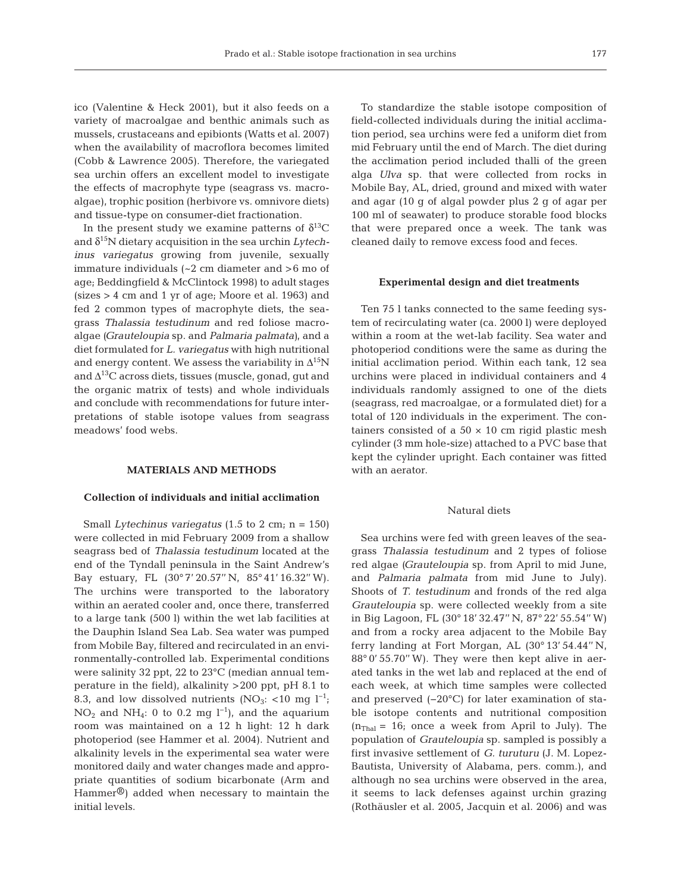ico (Valentine & Heck 2001), but it also feeds on a variety of macroalgae and benthic animals such as mussels, crustaceans and epibionts (Watts et al. 2007) when the availability of macroflora becomes limited (Cobb & Lawrence 2005). Therefore, the variegated sea urchin offers an excellent model to investigate the effects of macrophyte type (seagrass vs. macroalgae), trophic position (herbivore vs. omnivore diets) and tissue-type on consumer-diet fractionation.

In the present study we examine patterns of $\delta^{13}C$ and $\delta^{15}N$ dietary acquisition in the sea urchin *Lytechinus variegatus* growing from juvenile, sexually immature individuals (~2 cm diameter and >6 mo of age; Beddingfield & McClintock 1998) to adult stages (sizes > 4 cm and 1 yr of age; Moore et al. 1963) and fed 2 common types of macrophyte diets, the seagrass *Thalassia testudinum* and red foliose macroalgae (*Grateloupia* sp. and *Palmaria palmata*), and a diet formulated for *L. variegatus* with high nutritional and energy content. We assess the variability in $\Delta^{15}N$ and $\Delta^{13}C$ across diets, tissues (muscle, gonad, gut and the organic matrix of tests) and whole individuals and conclude with recommendations for future interpretations of stable isotope values from seagrass meadows' food webs.

## MATERIALS AND METHODS

### Collection of individuals and initial acclimation

Small *Lytechinus variegatus* (1.5 to 2 cm; n = 150) were collected in mid February 2009 from a shallow seagrass bed of *Thalassia testudinum* located at the end of the Tyndall peninsula in the Saint Andrew's Bay estuary, FL (30° 7′ 20.57″ N, 85° 41′ 16.32″ W). The urchins were transported to the laboratory within an aerated cooler and, once there, transferred to a large tank (500 l) within the wet lab facilities at the Dauphin Island Sea Lab. Sea water was pumped from Mobile Bay, filtered and recirculated in an environmentally-controlled lab. Experimental conditions were salinity 32 ppt, 22 to 23°C (median annual temperature in the field), alkalinity >200 ppt, pH 8.1 to 8.3, and low dissolved nutrients ($NO_3$: <10 mg $l^{-1}$; $NO_2$ and $NH_4$: 0 to 0.2 mg $l^{-1}$), and the aquarium room was maintained on a 12 h light: 12 h dark photoperiod (see Hammer et al. 2004). Nutrient and alkalinity levels in the experimental sea water were monitored daily and water changes made and appropriate quantities of sodium bicarbonate (Arm and Hammer®) added when necessary to maintain the initial levels.

To standardize the stable isotope composition of field-collected individuals during the initial acclimation period, sea urchins were fed a uniform diet from mid February until the end of March. The diet during the acclimation period included thalli of the green alga *Ulva* sp. that were collected from rocks in Mobile Bay, AL, dried, ground and mixed with water and agar (10 g of algal powder plus 2 g of agar per 100 ml of seawater) to produce storable food blocks that were prepared once a week. The tank was cleaned daily to remove excess food and feces.

### Experimental design and diet treatments

Ten 75 l tanks connected to the same feeding system of recirculating water (ca. 2000 l) were deployed within a room at the wet-lab facility. Sea water and photoperiod conditions were the same as during the initial acclimation period. Within each tank, 12 sea urchins were placed in individual containers and 4 individuals randomly assigned to one of the diets (seagrass, red macroalgae, or a formulated diet) for a total of 120 individuals in the experiment. The containers consisted of a 50 × 10 cm rigid plastic mesh cylinder (3 mm hole-size) attached to a PVC base that kept the cylinder upright. Each container was fitted with an aerator.

#### Natural diets

Sea urchins were fed with green leaves of the seagrass *Thalassia testudinum* and 2 types of foliose red algae (*Grateloupia* sp. from April to mid June, and *Palmaria palmata* from mid June to July). Shoots of *T. testudinum* and fronds of the red alga *Grateloupia* sp. were collected weekly from a site in Big Lagoon, FL (30° 18′ 32.47″ N, 87° 22′ 55.54″ W) and from a rocky area adjacent to the Mobile Bay ferry landing at Fort Morgan, AL (30° 13′ 54.44″ N, 88° 0′ 55.70″ W). They were then kept alive in aerated tanks in the wet lab and replaced at the end of each week, at which time samples were collected and preserved (−20°C) for later examination of stable isotope contents and nutritional composition ($n_{Thal}$ = 16; once a week from April to July). The population of *Grateloupia* sp. sampled is possibly a first invasive settlement of *G. turuturu* (J. M. Lopez-Bautista, University of Alabama, pers. comm.), and although no sea urchins were observed in the area, it seems to lack defenses against urchin grazing (Rothäusler et al. 2005, Jacquin et al. 2006) and was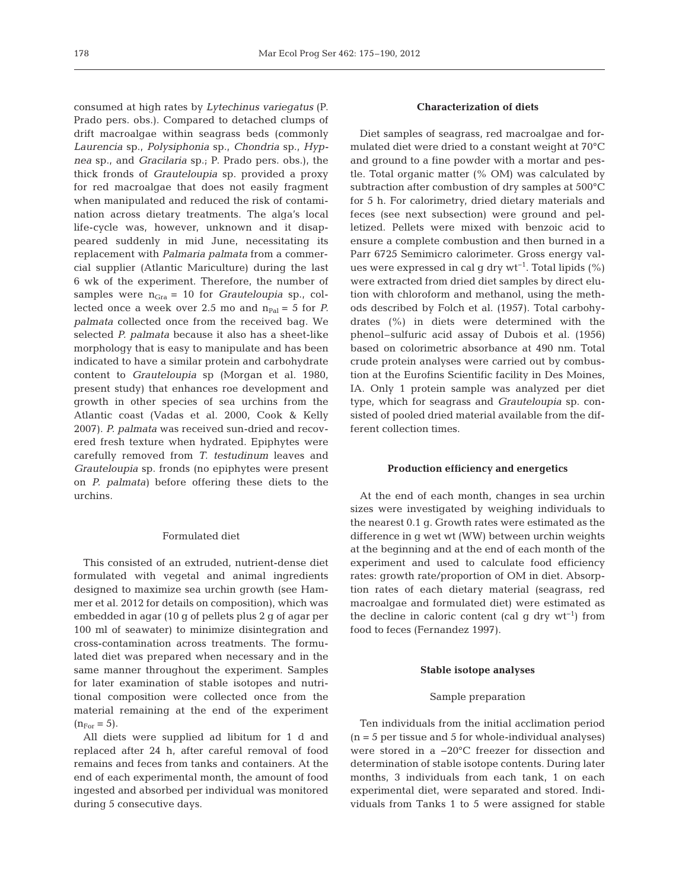consumed at high rates by *Lytechinus variegatus* (P. Prado pers. obs.). Compared to detached clumps of drift macroalgae within seagrass beds (commonly *Laurencia* sp., *Polysiphonia* sp., *Chondria* sp., *Hypnea* sp., and *Gracilaria* sp.; P. Prado pers. obs.), the thick fronds of *Grauteloupia* sp. provided a proxy for red macroalgae that does not easily fragment when manipulated and reduced the risk of contamination across dietary treatments. The alga's local life-cycle was, however, unknown and it disappeared suddenly in mid June, necessitating its replacement with *Palmaria palmata* from a commercial supplier (Atlantic Mariculture) during the last 6 wk of the experiment. Therefore, the number of samples were $n_{Gra}$ = 10 for *Grauteloupia* sp., collected once a week over 2.5 mo and $n_{Pal}$ = 5 for *P. palmata* collected once from the received bag. We selected *P. palmata* because it also has a sheet-like morphology that is easy to manipulate and has been indicated to have a similar protein and carbohydrate content to *Grauteloupia* sp (Morgan et al. 1980, present study) that enhances roe development and growth in other species of sea urchins from the Atlantic coast (Vadas et al. 2000, Cook & Kelly 2007). *P. palmata* was received sun-dried and recovered fresh texture when hydrated. Epiphytes were carefully removed from *T. testudinum* leaves and *Grauteloupia* sp. fronds (no epiphytes were present on *P. palmata*) before offering these diets to the urchins.

#### Formulated diet

This consisted of an extruded, nutrient-dense diet formulated with vegetal and animal ingredients designed to maximize sea urchin growth (see Hammer et al. 2012 for details on composition), which was embedded in agar (10 g of pellets plus 2 g of agar per 100 ml of seawater) to minimize disintegration and cross-contamination across treatments. The formulated diet was prepared when necessary and in the same manner throughout the experiment. Samples for later examination of stable isotopes and nutritional composition were collected once from the material remaining at the end of the experiment ($n_{For}$ = 5).

All diets were supplied ad libitum for 1 d and replaced after 24 h, after careful removal of food remains and feces from tanks and containers. At the end of each experimental month, the amount of food ingested and absorbed per individual was monitored during 5 consecutive days.

### Characterization of diets

Diet samples of seagrass, red macroalgae and formulated diet were dried to a constant weight at 70°C and ground to a fine powder with a mortar and pestle. Total organic matter (% OM) was calculated by subtraction after combustion of dry samples at 500°C for 5 h. For calorimetry, dried dietary materials and feces (see next subsection) were ground and pelletized. Pellets were mixed with benzoic acid to ensure a complete combustion and then burned in a Parr 6725 Semimicro calorimeter. Gross energy values were expressed in cal g dry wt$^{-1}$. Total lipids (%) were extracted from dried diet samples by direct elution with chloroform and methanol, using the methods described by Folch et al. (1957). Total carbohydrates (%) in diets were determined with the phenol–sulfuric acid assay of Dubois et al. (1956) based on colorimetric absorbance at 490 nm. Total crude protein analyses were carried out by combustion at the Eurofins Scientific facility in Des Moines, IA. Only 1 protein sample was analyzed per diet type, which for seagrass and *Grauteloupia* sp. consisted of pooled dried material available from the different collection times.

### Production efficiency and energetics

At the end of each month, changes in sea urchin sizes were investigated by weighing individuals to the nearest 0.1 g. Growth rates were estimated as the difference in g wet wt (WW) between urchin weights at the beginning and at the end of each month of the experiment and used to calculate food efficiency rates: growth rate/proportion of OM in diet. Absorption rates of each dietary material (seagrass, red macroalgae and formulated diet) were estimated as the decline in caloric content (cal g dry wt$^{-1}$) from food to feces (Fernandez 1997).

### Stable isotope analyses

#### Sample preparation

Ten individuals from the initial acclimation period (n = 5 per tissue and 5 for whole-individual analyses) were stored in a −20°C freezer for dissection and determination of stable isotope contents. During later months, 3 individuals from each tank, 1 on each experimental diet, were separated and stored. Individuals from Tanks 1 to 5 were assigned for stable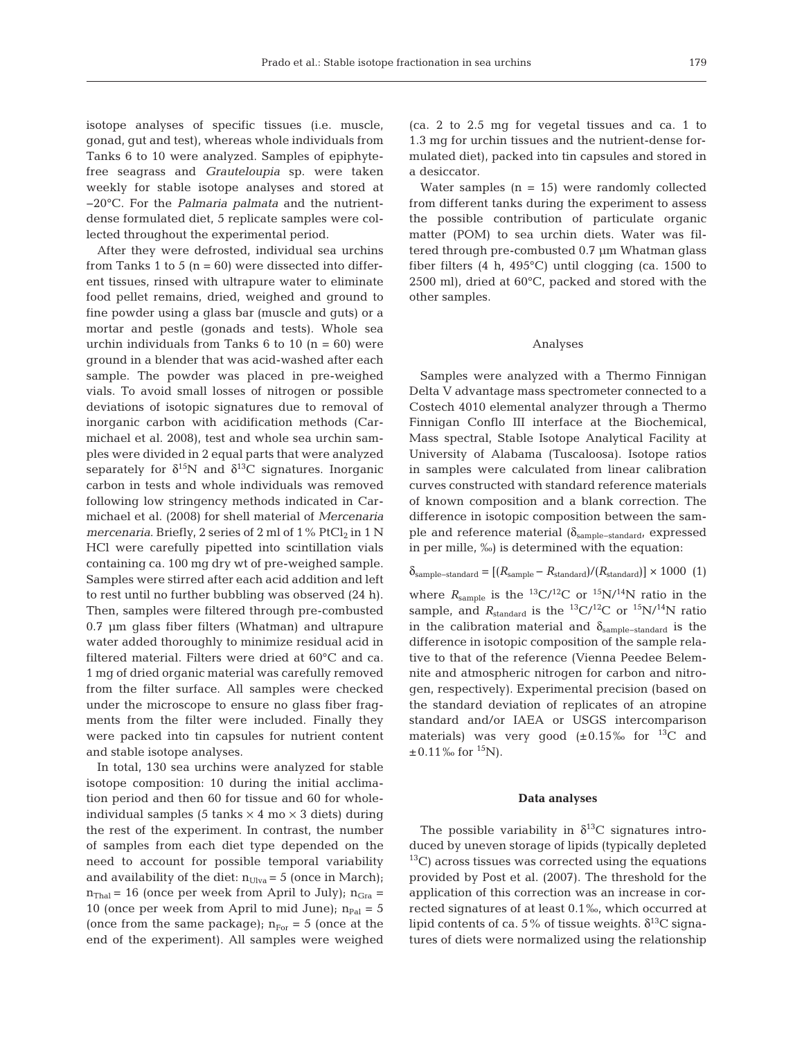isotope analyses of specific tissues (i.e. muscle, gonad, gut and test), whereas whole individuals from Tanks 6 to 10 were analyzed. Samples of epiphyte-free seagrass and *Grauteloupia* sp. were taken weekly for stable isotope analyses and stored at −20°C. For the *Palmaria palmata* and the nutrient-dense formulated diet, 5 replicate samples were collected throughout the experimental period.

After they were defrosted, individual sea urchins from Tanks 1 to 5 (n = 60) were dissected into different tissues, rinsed with ultrapure water to eliminate food pellet remains, dried, weighed and ground to fine powder using a glass bar (muscle and guts) or a mortar and pestle (gonads and tests). Whole sea urchin individuals from Tanks 6 to 10 (n = 60) were ground in a blender that was acid-washed after each sample. The powder was placed in pre-weighed vials. To avoid small losses of nitrogen or possible deviations of isotopic signatures due to removal of inorganic carbon with acidification methods (Carmichael et al. 2008), test and whole sea urchin samples were divided in 2 equal parts that were analyzed separately for $\delta^{15}N$ and $\delta^{13}C$ signatures. Inorganic carbon in tests and whole individuals was removed following low stringency methods indicated in Carmichael et al. (2008) for shell material of *Mercenaria mercenaria*. Briefly, 2 series of 2 ml of 1% $PtCl_2$ in 1 N HCl were carefully pipetted into scintillation vials containing ca. 100 mg dry wt of pre-weighed sample. Samples were stirred after each acid addition and left to rest until no further bubbling was observed (24 h). Then, samples were filtered through pre-combusted 0.7 µm glass fiber filters (Whatman) and ultrapure water added thoroughly to minimize residual acid in filtered material. Filters were dried at 60°C and ca. 1 mg of dried organic material was carefully removed from the filter surface. All samples were checked under the microscope to ensure no glass fiber fragments from the filter were included. Finally they were packed into tin capsules for nutrient content and stable isotope analyses.

In total, 130 sea urchins were analyzed for stable isotope composition: 10 during the initial acclimation period and then 60 for tissue and 60 for whole-individual samples (5 tanks × 4 mo × 3 diets) during the rest of the experiment. In contrast, the number of samples from each diet type depended on the need to account for possible temporal variability and availability of the diet: $n_{Ulva} = 5$ (once in March); $n_{Thal} = 16$ (once per week from April to July); $n_{Gra} = 10$ (once per week from April to mid June); $n_{Pal} = 5$ (once from the same package); $n_{For} = 5$ (once at the end of the experiment). All samples were weighed (ca. 2 to 2.5 mg for vegetal tissues and ca. 1 to 1.3 mg for urchin tissues and the nutrient-dense formulated diet), packed into tin capsules and stored in a desiccator.

Water samples (n = 15) were randomly collected from different tanks during the experiment to assess the possible contribution of particulate organic matter (POM) to sea urchin diets. Water was filtered through pre-combusted 0.7 µm Whatman glass fiber filters (4 h, 495°C) until clogging (ca. 1500 to 2500 ml), dried at 60°C, packed and stored with the other samples.

## Analyses

Samples were analyzed with a Thermo Finnigan Delta V advantage mass spectrometer connected to a Costech 4010 elemental analyzer through a Thermo Finnigan Conflo III interface at the Biochemical, Mass spectral, Stable Isotope Analytical Facility at University of Alabama (Tuscaloosa). Isotope ratios in samples were calculated from linear calibration curves constructed with standard reference materials of known composition and a blank correction. The difference in isotopic composition between the sample and reference material ($\delta_{sample-standard}$, expressed in per mille, ‰) is determined with the equation:

$$\delta_{sample-standard} = [(R_{sample} - R_{standard})/(R_{standard})] \times 1000 \quad (1)$$

where $R_{sample}$ is the $^{13}C/^{12}C$ or $^{15}N/^{14}N$ ratio in the sample, and $R_{standard}$ is the $^{13}C/^{12}C$ or $^{15}N/^{14}N$ ratio in the calibration material and $\delta_{sample-standard}$ is the difference in isotopic composition of the sample relative to that of the reference (Vienna Peedee Belemnite and atmospheric nitrogen for carbon and nitrogen, respectively). Experimental precision (based on the standard deviation of replicates of an atropine standard and/or IAEA or USGS intercomparison materials) was very good (±0.15‰ for $^{13}C$ and ±0.11‰ for $^{15}N$).

## Data analyses

The possible variability in $\delta^{13}C$ signatures introduced by uneven storage of lipids (typically depleted $^{13}C$) across tissues was corrected using the equations provided by Post et al. (2007). The threshold for the application of this correction was an increase in corrected signatures of at least 0.1‰, which occurred at lipid contents of ca. 5% of tissue weights. $\delta^{13}C$ signatures of diets were normalized using the relationship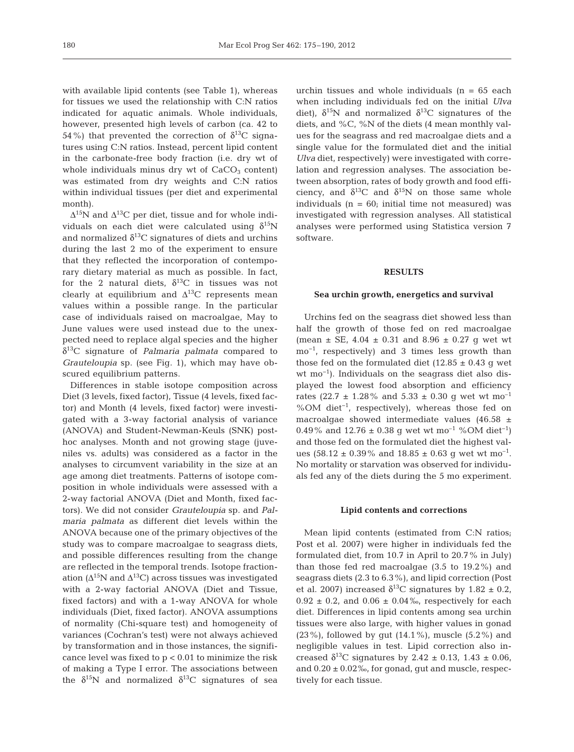with available lipid contents (see Table 1), whereas for tissues we used the relationship with C:N ratios indicated for aquatic animals. Whole individuals, however, presented high levels of carbon (ca. 42 to 54%) that prevented the correction of $\delta^{13}C$ signatures using C:N ratios. Instead, percent lipid content in the carbonate-free body fraction (i.e. dry wt of whole individuals minus dry wt of $CaCO_3$ content) was estimated from dry weights and C:N ratios within individual tissues (per diet and experimental month).

$\Delta^{15}N$ and $\Delta^{13}C$ per diet, tissue and for whole individuals on each diet were calculated using $\delta^{15}N$ and normalized $\delta^{13}C$ signatures of diets and urchins during the last 2 mo of the experiment to ensure that they reflected the incorporation of contemporary dietary material as much as possible. In fact, for the 2 natural diets, $\delta^{13}C$ in tissues was not clearly at equilibrium and $\Delta^{13}C$ represents mean values within a possible range. In the particular case of individuals raised on macroalgae, May to June values were used instead due to the unexpected need to replace algal species and the higher $\delta^{13}C$ signature of *Palmaria palmata* compared to *Grauteloupia* sp. (see Fig. 1), which may have obscured equilibrium patterns.

Differences in stable isotope composition across Diet (3 levels, fixed factor), Tissue (4 levels, fixed factor) and Month (4 levels, fixed factor) were investigated with a 3-way factorial analysis of variance (ANOVA) and Student-Newman-Keuls (SNK) post-hoc analyses. Month and not growing stage (juveniles vs. adults) was considered as a factor in the analyses to circumvent variability in the size at an age among diet treatments. Patterns of isotope composition in whole individuals were assessed with a 2-way factorial ANOVA (Diet and Month, fixed factors). We did not consider *Grauteloupia* sp. and *Palmaria palmata* as different diet levels within the ANOVA because one of the primary objectives of the study was to compare macroalgae to seagrass diets, and possible differences resulting from the change are reflected in the temporal trends. Isotope fractionation ($\Delta^{15}N$ and $\Delta^{13}C$) across tissues was investigated with a 2-way factorial ANOVA (Diet and Tissue, fixed factors) and with a 1-way ANOVA for whole individuals (Diet, fixed factor). ANOVA assumptions of normality (Chi-square test) and homogeneity of variances (Cochran's test) were not always achieved by transformation and in those instances, the significance level was fixed to $p < 0.01$ to minimize the risk of making a Type I error. The associations between the $\delta^{15}N$ and normalized $\delta^{13}C$ signatures of sea urchin tissues and whole individuals (n = 65 each when including individuals fed on the initial *Ulva* diet), $\delta^{15}N$ and normalized $\delta^{13}C$ signatures of the diets, and %C, %N of the diets (4 mean monthly values for the seagrass and red macroalgae diets and a single value for the formulated diet and the initial *Ulva* diet, respectively) were investigated with correlation and regression analyses. The association between absorption, rates of body growth and food efficiency, and $\delta^{13}C$ and $\delta^{15}N$ on those same whole individuals (n = 60; initial time not measured) was investigated with regression analyses. All statistical analyses were performed using Statistica version 7 software.

## RESULTS

### Sea urchin growth, energetics and survival

Urchins fed on the seagrass diet showed less than half the growth of those fed on red macroalgae (mean ± SE, 4.04 ± 0.31 and 8.96 ± 0.27 g wet wt $mo^{-1}$, respectively) and 3 times less growth than those fed on the formulated diet (12.85 ± 0.43 g wet wt $mo^{-1}$). Individuals on the seagrass diet also displayed the lowest food absorption and efficiency rates (22.7 ± 1.28% and 5.33 ± 0.30 g wet wt $mo^{-1}$ %OM $diet^{-1}$, respectively), whereas those fed on macroalgae showed intermediate values (46.58 ± 0.49% and 12.76 ± 0.38 g wet wt $mo^{-1}$ %OM $diet^{-1}$) and those fed on the formulated diet the highest values (58.12 ± 0.39% and 18.85 ± 0.63 g wet wt $mo^{-1}$. No mortality or starvation was observed for individuals fed any of the diets during the 5 mo experiment.

### Lipid contents and corrections

Mean lipid contents (estimated from C:N ratios; Post et al. 2007) were higher in individuals fed the formulated diet, from 10.7 in April to 20.7% in July) than those fed red macroalgae (3.5 to 19.2%) and seagrass diets (2.3 to 6.3%), and lipid correction (Post et al. 2007) increased $\delta^{13}C$ signatures by 1.82 ± 0.2, 0.92 ± 0.2, and 0.06 ± 0.04‰, respectively for each diet. Differences in lipid contents among sea urchin tissues were also large, with higher values in gonad (23%), followed by gut (14.1%), muscle (5.2%) and negligible values in test. Lipid correction also increased $\delta^{13}C$ signatures by 2.42 ± 0.13, 1.43 ± 0.06, and 0.20 ± 0.02‰, for gonad, gut and muscle, respectively for each tissue.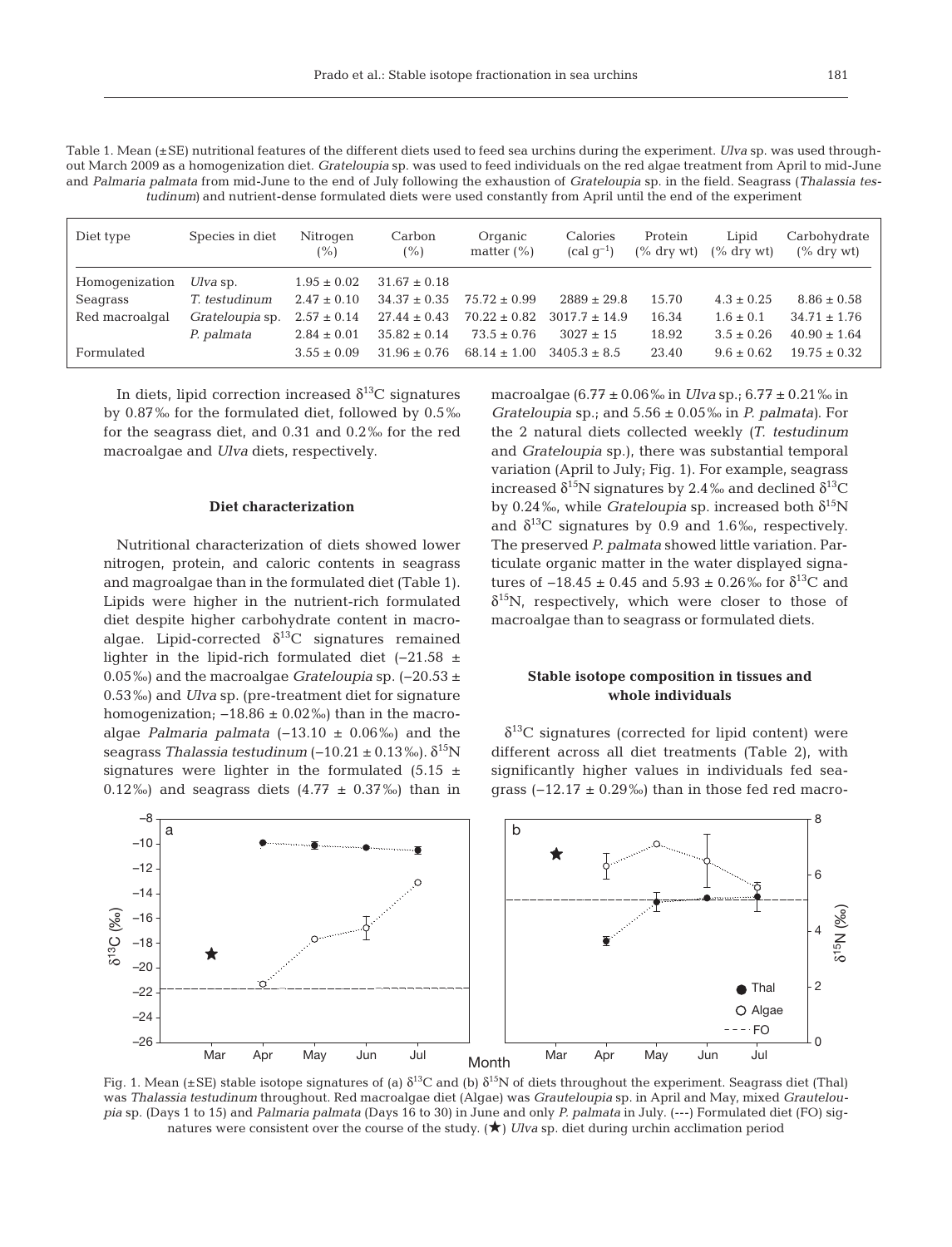Table 1. Mean (±SE) nutritional features of the different diets used to feed sea urchins during the experiment. *Ulva* sp. was used throughout March 2009 as a homogenization diet. *Grateloupia* sp. was used to feed individuals on the red algae treatment from April to mid-June and *Palmaria palmata* from mid-June to the end of July following the exhaustion of *Grateloupia* sp. in the field. Seagrass (*Thalassia testudinum*) and nutrient-dense formulated diets were used constantly from April until the end of the experiment

| Diet type | Species in diet | Nitrogen (%) | Carbon (%) | Organic matter (%) | Calories (cal $g^{-1}$) | Protein (% dry wt) | Lipid (% dry wt) | Carbohydrate (% dry wt) |
|---|---|---|---|---|---|---|---|---|
| Homogenization | *Ulva* sp. | 1.95 ± 0.02 | 31.67 ± 0.18 | | | | | |
| Seagrass | *T. testudinum* | 2.47 ± 0.10 | 34.37 ± 0.35 | 75.72 ± 0.99 | 2889 ± 29.8 | 15.70 | 4.3 ± 0.25 | 8.86 ± 0.58 |
| Red macroalgal | *Grateloupia* sp. | 2.57 ± 0.14 | 27.44 ± 0.43 | 70.22 ± 0.82 | 3017.7 ± 14.9 | 16.34 | 1.6 ± 0.1 | 34.71 ± 1.76 |
| | *P. palmata* | 2.84 ± 0.01 | 35.82 ± 0.14 | 73.5 ± 0.76 | 3027 ± 15 | 18.92 | 3.5 ± 0.26 | 40.90 ± 1.64 |
| Formulated | | 3.55 ± 0.09 | 31.96 ± 0.76 | 68.14 ± 1.00 | 3405.3 ± 8.5 | 23.40 | 9.6 ± 0.62 | 19.75 ± 0.32 |

In diets, lipid correction increased $\delta^{13}C$ signatures by 0.87‰ for the formulated diet, followed by 0.5‰ for the seagrass diet, and 0.31 and 0.2‰ for the red macroalgae and *Ulva* diets, respectively.

### Diet characterization

Nutritional characterization of diets showed lower nitrogen, protein, and caloric contents in seagrass and magroalgae than in the formulated diet (Table 1). Lipids were higher in the nutrient-rich formulated diet despite higher carbohydrate content in macroalgae. Lipid-corrected $\delta^{13}C$ signatures remained lighter in the lipid-rich formulated diet (−21.58 ± 0.05‰) and the macroalgae *Grateloupia* sp. (−20.53 ± 0.53‰) and *Ulva* sp. (pre-treatment diet for signature homogenization; −18.86 ± 0.02‰) than in the macroalgae *Palmaria palmata* (−13.10 ± 0.06‰) and the seagrass *Thalassia testudinum* (−10.21 ± 0.13‰). $\delta^{15}N$ signatures were lighter in the formulated (5.15 ± 0.12‰) and seagrass diets (4.77 ± 0.37‰) than in macroalgae (6.77 ± 0.06‰ in *Ulva* sp.; 6.77 ± 0.21‰ in *Grateloupia* sp.; and 5.56 ± 0.05‰ in *P. palmata*). For the 2 natural diets collected weekly (*T. testudinum* and *Grateloupia* sp.), there was substantial temporal variation (April to July; Fig. 1). For example, seagrass increased $\delta^{15}N$ signatures by 2.4‰ and declined $\delta^{13}C$ by 0.24‰, while *Grateloupia* sp. increased both $\delta^{15}N$ and $\delta^{13}C$ signatures by 0.9 and 1.6‰, respectively. The preserved *P. palmata* showed little variation. Particulate organic matter in the water displayed signatures of −18.45 ± 0.45 and 5.93 ± 0.26‰ for $\delta^{13}C$ and $\delta^{15}N$, respectively, which were closer to those of macroalgae than to seagrass or formulated diets.

### Stable isotope composition in tissues and whole individuals

$\delta^{13}C$ signatures (corrected for lipid content) were different across all diet treatments (Table 2), with significantly higher values in individuals fed seagrass (−12.17 ± 0.29‰) than in those fed red macro-

Fig. 1. Mean (±SE) stable isotope signatures of (a) $\delta^{13}C$ and (b) $\delta^{15}N$ of diets throughout the experiment. Seagrass diet (Thal) was *Thalassia testudinum* throughout. Red macroalgae diet (Algae) was *Grauteloupia* sp. in April and May, mixed *Grauteloupia* sp. (Days 1 to 15) and *Palmaria palmata* (Days 16 to 30) in June and only *P. palmata* in July. (---) Formulated diet (FO) signatures were consistent over the course of the study. (★) *Ulva* sp. diet during urchin acclimation period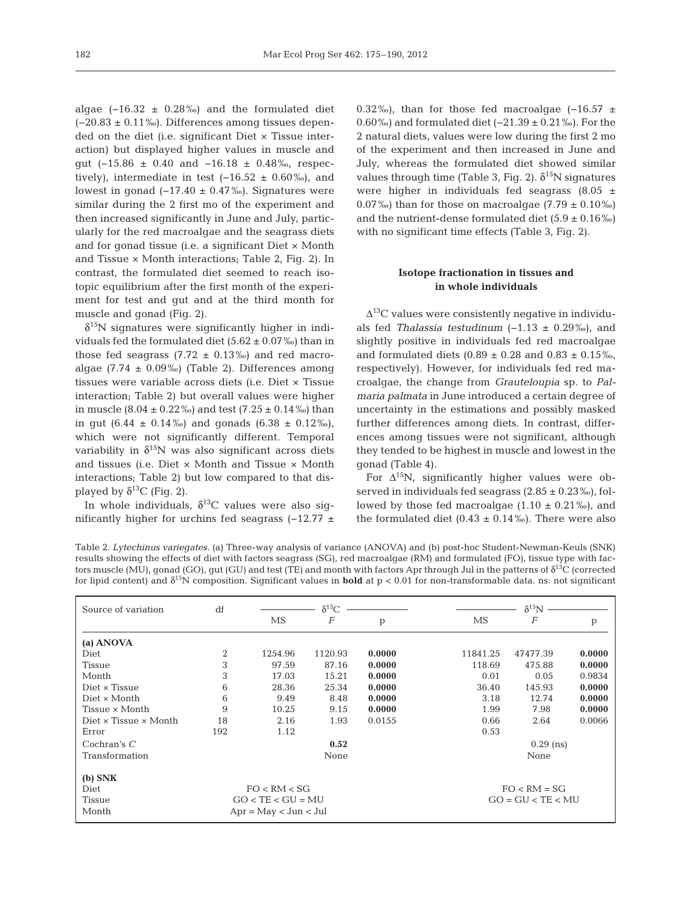algae (−16.32 ± 0.28‰) and the formulated diet (−20.83 ± 0.11‰). Differences among tissues depended on the diet (i.e. significant Diet × Tissue interaction) but displayed higher values in muscle and gut (−15.86 ± 0.40 and −16.18 ± 0.48‰, respectively), intermediate in test (−16.52 ± 0.60‰), and lowest in gonad (−17.40 ± 0.47‰). Signatures were similar during the 2 first mo of the experiment and then increased significantly in June and July, particularly for the red macroalgae and the seagrass diets and for gonad tissue (i.e. a significant Diet × Month and Tissue × Month interactions; Table 2, Fig. 2). In contrast, the formulated diet seemed to reach isotopic equilibrium after the first month of the experiment for test and gut and at the third month for muscle and gonad (Fig. 2).

$\delta^{15}$N signatures were significantly higher in individuals fed the formulated diet (5.62 ± 0.07‰) than in those fed seagrass (7.72 ± 0.13‰) and red macroalgae (7.74 ± 0.09‰) (Table 2). Differences among tissues were variable across diets (i.e. Diet × Tissue interaction; Table 2) but overall values were higher in muscle (8.04 ± 0.22‰) and test (7.25 ± 0.14‰) than in gut (6.44 ± 0.14‰) and gonads (6.38 ± 0.12‰), which were not significantly different. Temporal variability in $\delta^{15}$N was also significant across diets and tissues (i.e. Diet × Month and Tissue × Month interactions; Table 2) but low compared to that displayed by $\delta^{13}$C (Fig. 2).

In whole individuals, $\delta^{13}$C values were also significantly higher for urchins fed seagrass (−12.77 ± 0.32‰), than for those fed macroalgae (−16.57 ± 0.60‰) and formulated diet (−21.39 ± 0.21‰). For the 2 natural diets, values were low during the first 2 mo of the experiment and then increased in June and July, whereas the formulated diet showed similar values through time (Table 3, Fig. 2). $\delta^{15}$N signatures were higher in individuals fed seagrass (8.05 ± 0.07‰) than for those on macroalgae (7.79 ± 0.10‰) and the nutrient-dense formulated diet (5.9 ± 0.16‰) with no significant time effects (Table 3, Fig. 2).

## Isotope fractionation in tissues and in whole individuals

$\Delta^{13}$C values were consistently negative in individuals fed *Thalassia testudinum* (−1.13 ± 0.29‰), and slightly positive in individuals fed red macroalgae and formulated diets (0.89 ± 0.28 and 0.83 ± 0.15‰, respectively). However, for individuals fed red macroalgae, the change from *Grauteloupia* sp. to *Palmaria palmata* in June introduced a certain degree of uncertainty in the estimations and possibly masked further differences among diets. In contrast, differences among tissues were not significant, although they tended to be highest in muscle and lowest in the gonad (Table 4).

For $\Delta^{15}$N, significantly higher values were observed in individuals fed seagrass (2.85 ± 0.23‰), followed by those fed macroalgae (1.10 ± 0.21‰), and the formulated diet (0.43 ± 0.14‰). There were also

Table 2. *Lytechinus variegates*. (a) Three-way analysis of variance (ANOVA) and (b) post-hoc Student-Newman-Keuls (SNK) results showing the effects of diet with factors seagrass (SG), red macroalgae (RM) and formulated (FO), tissue type with factors muscle (MU), gonad (GO), gut (GU) and test (TE) and month with factors Apr through Jul in the patterns of $\delta^{13}$C (corrected for lipid content) and $\delta^{15}$N composition. Significant values in **bold** at p < 0.01 for non-transformable data. ns: not significant

| Source of variation | df | $\delta^{13}$C | | | $\delta^{15}$N | | |
|---|---|---|---|---|---|---|---|
| | | MS | $F$ | p | MS | $F$ | p |
| **(a) ANOVA** | | | | | | | |
| Diet | 2 | 1254.96 | 1120.93 | **0.0000** | 11841.25 | 47477.39 | **0.0000** |
| Tissue | 3 | 97.59 | 87.16 | **0.0000** | 118.69 | 475.88 | **0.0000** |
| Month | 3 | 17.03 | 15.21 | **0.0000** | 0.01 | 0.05 | 0.9834 |
| Diet × Tissue | 6 | 28.36 | 25.34 | **0.0000** | 36.40 | 145.93 | **0.0000** |
| Diet × Month | 6 | 9.49 | 8.48 | **0.0000** | 3.18 | 12.74 | **0.0000** |
| Tissue × Month | 9 | 10.25 | 9.15 | **0.0000** | 1.99 | 7.98 | **0.0000** |
| Diet × Tissue × Month | 18 | 2.16 | 1.93 | 0.0155 | 0.66 | 2.64 | 0.0066 |
| Error | 192 | 1.12 | | | 0.53 | | |
| Cochran's $C$ | | | **0.52** | | | 0.29 (ns) | |
| Transformation | | | None | | | None | |
| **(b) SNK** | | | | | | | |
| Diet | | | FO < RM < SG | | | FO < RM = SG | |
| Tissue | | | GO < TE < GU = MU | | | GO = GU < TE < MU | |
| Month | | | Apr = May < Jun < Jul | | | | |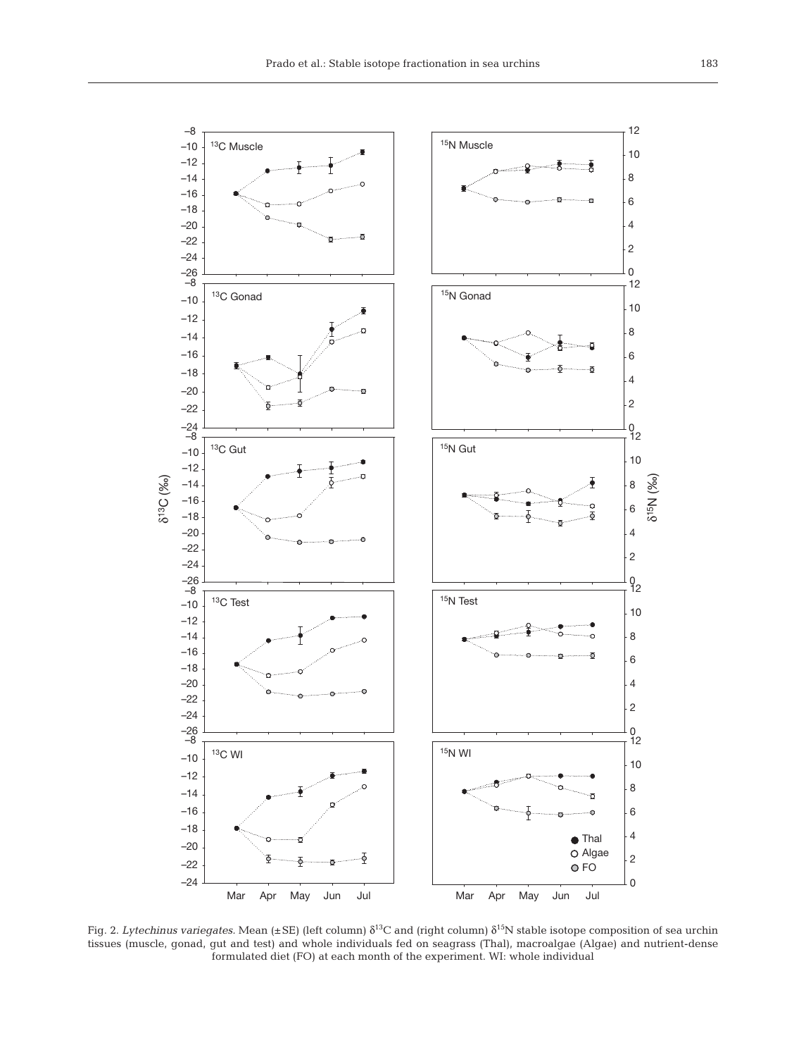Fig. 2. *Lytechinus variegates.* Mean (±SE) (left column) $\delta^{13}C$ and (right column) $\delta^{15}N$ stable isotope composition of sea urchin tissues (muscle, gonad, gut and test) and whole individuals fed on seagrass (Thal), macroalgae (Algae) and nutrient-dense formulated diet (FO) at each month of the experiment. WI: whole individual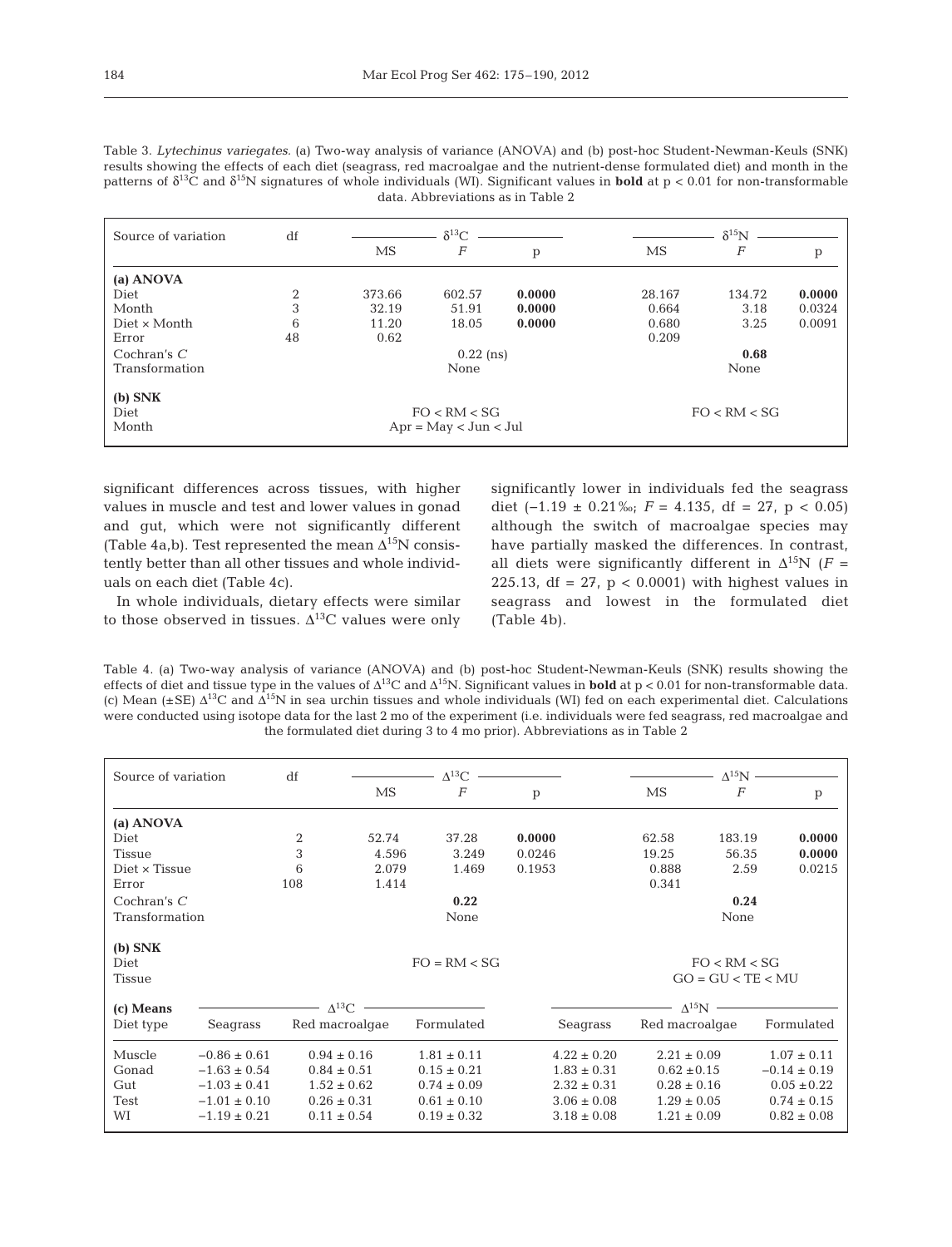Table 3. *Lytechinus variegates*. (a) Two-way analysis of variance (ANOVA) and (b) post-hoc Student-Newman-Keuls (SNK) results showing the effects of each diet (seagrass, red macroalgae and the nutrient-dense formulated diet) and month in the patterns of $\delta^{13}C$ and $\delta^{15}N$ signatures of whole individuals (WI). Significant values in **bold** at p < 0.01 for non-transformable data. Abbreviations as in Table 2

| Source of variation | df | $\delta^{13}C$ | | | $\delta^{15}N$ | | |
|---|---|---|---|---|---|---|---|
| | | MS | $F$ | p | MS | $F$ | p |
| **(a) ANOVA** | | | | | | | |
| Diet | 2 | 373.66 | 602.57 | **0.0000** | 28.167 | 134.72 | **0.0000** |
| Month | 3 | 32.19 | 51.91 | **0.0000** | 0.664 | 3.18 | 0.0324 |
| Diet × Month | 6 | 11.20 | 18.05 | **0.0000** | 0.680 | 3.25 | 0.0091 |
| Error | 48 | 0.62 | | | 0.209 | | |
| Cochran's $C$ | | | 0.22 (ns) | | | **0.68** | |
| Transformation | | | None | | | None | |
| **(b) SNK** | | | | | | | |
| Diet | | | FO < RM < SG | | | FO < RM < SG | |
| Month | | | Apr = May < Jun < Jul | | | | |

significant differences across tissues, with higher values in muscle and test and lower values in gonad and gut, which were not significantly different (Table 4a,b). Test represented the mean $\Delta^{15}N$ consistently better than all other tissues and whole individuals on each diet (Table 4c).

In whole individuals, dietary effects were similar to those observed in tissues. $\Delta^{13}C$ values were only significantly lower in individuals fed the seagrass diet (−1.19 ± 0.21‰; $F = 4.135$, df = 27, $p < 0.05$) although the switch of macroalgae species may have partially masked the differences. In contrast, all diets were significantly different in $\Delta^{15}N$ ($F = 225.13$, df = 27, $p < 0.0001$) with highest values in seagrass and lowest in the formulated diet (Table 4b).

Table 4. (a) Two-way analysis of variance (ANOVA) and (b) post-hoc Student-Newman-Keuls (SNK) results showing the effects of diet and tissue type in the values of $\Delta^{13}C$ and $\Delta^{15}N$. Significant values in **bold** at p < 0.01 for non-transformable data. (c) Mean (±SE) $\Delta^{13}C$ and $\Delta^{15}N$ in sea urchin tissues and whole individuals (WI) fed on each experimental diet. Calculations were conducted using isotope data for the last 2 mo of the experiment (i.e. individuals were fed seagrass, red macroalgae and the formulated diet during 3 to 4 mo prior). Abbreviations as in Table 2

| Source of variation | df | $\Delta^{13}C$ | | | $\Delta^{15}N$ | | |
|---|---|---|---|---|---|---|---|
| | | MS | $F$ | p | MS | $F$ | p |
| **(a) ANOVA** | | | | | | | |
| Diet | 2 | 52.74 | 37.28 | **0.0000** | 62.58 | 183.19 | **0.0000** |
| Tissue | 3 | 4.596 | 3.249 | 0.0246 | 19.25 | 56.35 | **0.0000** |
| Diet × Tissue | 6 | 2.079 | 1.469 | 0.1953 | 0.888 | 2.59 | 0.0215 |
| Error | 108 | 1.414 | | | 0.341 | | |
| Cochran's $C$ | | | **0.22** | | | **0.24** | |
| Transformation | | | None | | | None | |
| **(b) SNK** | | | | | | | |
| Diet | | | FO = RM < SG | | | FO < RM < SG | |
| Tissue | | | | | | GO = GU < TE < MU | |

| (c) Means | $\Delta^{13}C$ | | | $\Delta^{15}N$ | | |
|---|---|---|---|---|---|---|
| Diet type | Seagrass | Red macroalgae | Formulated | Seagrass | Red macroalgae | Formulated |
| Muscle | −0.86 ± 0.61 | 0.94 ± 0.16 | 1.81 ± 0.11 | 4.22 ± 0.20 | 2.21 ± 0.09 | 1.07 ± 0.11 |
| Gonad | −1.63 ± 0.54 | 0.84 ± 0.51 | 0.15 ± 0.21 | 1.83 ± 0.31 | 0.62 ± 0.15 | −0.14 ± 0.19 |
| Gut | −1.03 ± 0.41 | 1.52 ± 0.62 | 0.74 ± 0.09 | 2.32 ± 0.31 | 0.28 ± 0.16 | 0.05 ± 0.22 |
| Test | −1.01 ± 0.10 | 0.26 ± 0.31 | 0.61 ± 0.10 | 3.06 ± 0.08 | 1.29 ± 0.05 | 0.74 ± 0.15 |
| WI | −1.19 ± 0.21 | 0.11 ± 0.54 | 0.19 ± 0.32 | 3.18 ± 0.08 | 1.21 ± 0.09 | 0.82 ± 0.08 |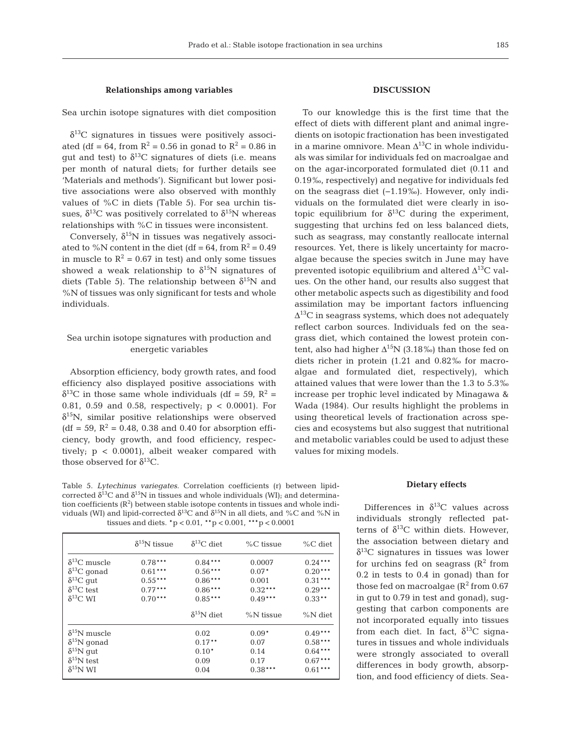### Relationships among variables

Sea urchin isotope signatures with diet composition

$\delta^{13}C$ signatures in tissues were positively associated (df = 64, from $R^2 = 0.56$ in gonad to $R^2 = 0.86$ in gut and test) to $\delta^{13}C$ signatures of diets (i.e. means per month of natural diets; for further details see 'Materials and methods'). Significant but lower positive associations were also observed with monthly values of %C in diets (Table 5). For sea urchin tissues, $\delta^{13}C$ was positively correlated to $\delta^{15}N$ whereas relationships with %C in tissues were inconsistent.

Conversely, $\delta^{15}N$ in tissues was negatively associated to %N content in the diet (df = 64, from $R^2 = 0.49$ in muscle to $R^2 = 0.67$ in test) and only some tissues showed a weak relationship to $\delta^{15}N$ signatures of diets (Table 5). The relationship between $\delta^{15}N$ and %N of tissues was only significant for tests and whole individuals.

Sea urchin isotope signatures with production and energetic variables

Absorption efficiency, body growth rates, and food efficiency also displayed positive associations with $\delta^{13}C$ in those same whole individuals (df = 59, $R^2$ = 0.81, 0.59 and 0.58, respectively; $p < 0.0001$). For $\delta^{15}N$, similar positive relationships were observed (df = 59, $R^2$ = 0.48, 0.38 and 0.40 for absorption efficiency, body growth, and food efficiency, respectively; $p < 0.0001$), albeit weaker compared with those observed for $\delta^{13}C$.

Table 5. *Lytechinus variegates.* Correlation coefficients (r) between lipid-corrected $\delta^{13}C$ and $\delta^{15}N$ in tissues and whole individuals (WI); and determination coefficients ($R^2$) between stable isotope contents in tissues and whole individuals (WI) and lipid-corrected $\delta^{13}C$ and $\delta^{15}N$ in all diets, and %C and %N in tissues and diets. \*$p < 0.01$, \*\*$p < 0.001$, \*\*\*$p < 0.0001$

| | $\delta^{15}N$ tissue | $\delta^{13}C$ diet | %C tissue | %C diet |
|---|---|---|---|---|
| $\delta^{13}C$ muscle | 0.78\*\*\* | 0.84\*\*\* | 0.0007 | 0.24\*\*\* |
| $\delta^{13}C$ gonad | 0.61\*\*\* | 0.56\*\*\* | 0.07\* | 0.20\*\*\* |
| $\delta^{13}C$ gut | 0.55\*\*\* | 0.86\*\*\* | 0.001 | 0.31\*\*\* |
| $\delta^{13}C$ test | 0.77\*\*\* | 0.86\*\*\* | 0.32\*\*\* | 0.29\*\*\* |
| $\delta^{13}C$ WI | 0.70\*\*\* | 0.85\*\*\* | 0.49\*\*\* | 0.33\*\* |
| | | $\delta^{15}N$ diet | %N tissue | %N diet |
| $\delta^{15}N$ muscle | | 0.02 | 0.09\* | 0.49\*\*\* |
| $\delta^{15}N$ gonad | | 0.17\*\* | 0.07 | 0.58\*\*\* |
| $\delta^{15}N$ gut | | 0.10\* | 0.14 | 0.64\*\*\* |
| $\delta^{15}N$ test | | 0.09 | 0.17 | 0.67\*\*\* |
| $\delta^{15}N$ WI | | 0.04 | 0.38\*\*\* | 0.61\*\*\* |

## DISCUSSION

To our knowledge this is the first time that the effect of diets with different plant and animal ingredients on isotopic fractionation has been investigated in a marine omnivore. Mean $\Delta^{13}C$ in whole individuals was similar for individuals fed on macroalgae and on the agar-incorporated formulated diet (0.11 and 0.19‰, respectively) and negative for individuals fed on the seagrass diet (−1.19‰). However, only individuals on the formulated diet were clearly in isotopic equilibrium for $\delta^{13}C$ during the experiment, suggesting that urchins fed on less balanced diets, such as seagrass, may constantly reallocate internal resources. Yet, there is likely uncertainty for macroalgae because the species switch in June may have prevented isotopic equilibrium and altered $\Delta^{13}C$ values. On the other hand, our results also suggest that other metabolic aspects such as digestibility and food assimilation may be important factors influencing $\Delta^{13}C$ in seagrass systems, which does not adequately reflect carbon sources. Individuals fed on the seagrass diet, which contained the lowest protein content, also had higher $\Delta^{15}N$ (3.18‰) than those fed on diets richer in protein (1.21 and 0.82‰ for macroalgae and formulated diet, respectively), which attained values that were lower than the 1.3 to 5.3‰ increase per trophic level indicated by Minagawa & Wada (1984). Our results highlight the problems in using theoretical levels of fractionation across species and ecosystems but also suggest that nutritional and metabolic variables could be used to adjust these values for mixing models.

### Dietary effects

Differences in $\delta^{13}C$ values across individuals strongly reflected patterns of $\delta^{13}C$ within diets. However, the association between dietary and $\delta^{13}C$ signatures in tissues was lower for urchins fed on seagrass ($R^2$ from 0.2 in tests to 0.4 in gonad) than for those fed on macroalgae ($R^2$ from 0.67 in gut to 0.79 in test and gonad), suggesting that carbon components are not incorporated equally into tissues from each diet. In fact, $\delta^{13}C$ signatures in tissues and whole individuals were strongly associated to overall differences in body growth, absorption, and food efficiency of diets. Sea-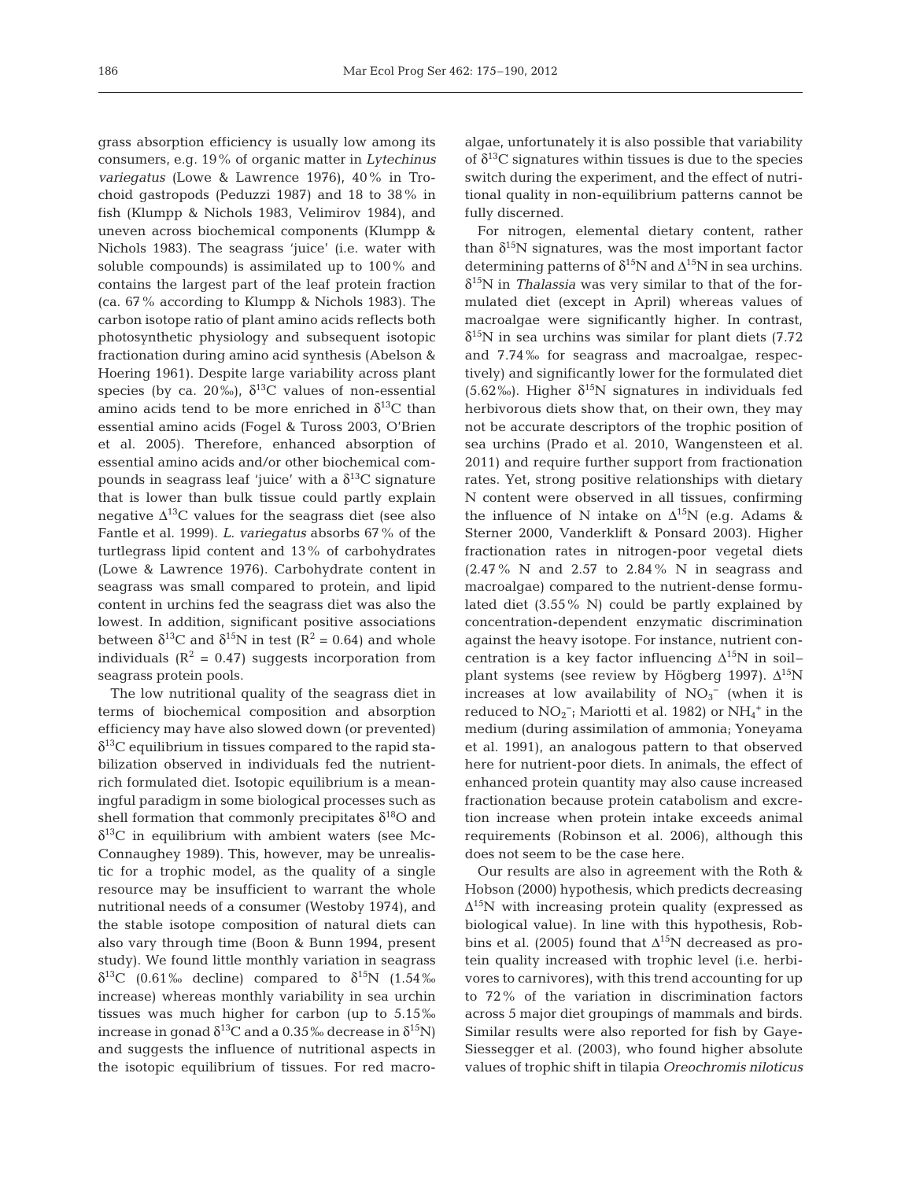grass absorption efficiency is usually low among its consumers, e.g. 19% of organic matter in *Lytechinus variegatus* (Lowe & Lawrence 1976), 40% in Trochoid gastropods (Peduzzi 1987) and 18 to 38% in fish (Klumpp & Nichols 1983, Velimirov 1984), and uneven across biochemical components (Klumpp & Nichols 1983). The seagrass 'juice' (i.e. water with soluble compounds) is assimilated up to 100% and contains the largest part of the leaf protein fraction (ca. 67% according to Klumpp & Nichols 1983). The carbon isotope ratio of plant amino acids reflects both photosynthetic physiology and subsequent isotopic fractionation during amino acid synthesis (Abelson & Hoering 1961). Despite large variability across plant species (by ca. 20‰), $\delta^{13}C$ values of non-essential amino acids tend to be more enriched in $\delta^{13}C$ than essential amino acids (Fogel & Tuross 2003, O'Brien et al. 2005). Therefore, enhanced absorption of essential amino acids and/or other biochemical compounds in seagrass leaf 'juice' with a $\delta^{13}C$ signature that is lower than bulk tissue could partly explain negative $\Delta^{13}C$ values for the seagrass diet (see also Fantle et al. 1999). *L. variegatus* absorbs 67% of the turtlegrass lipid content and 13% of carbohydrates (Lowe & Lawrence 1976). Carbohydrate content in seagrass was small compared to protein, and lipid content in urchins fed the seagrass diet was also the lowest. In addition, significant positive associations between $\delta^{13}C$ and $\delta^{15}N$ in test ($R^2 = 0.64$) and whole individuals ($R^2 = 0.47$) suggests incorporation from seagrass protein pools.

The low nutritional quality of the seagrass diet in terms of biochemical composition and absorption efficiency may have also slowed down (or prevented) $\delta^{13}C$ equilibrium in tissues compared to the rapid stabilization observed in individuals fed the nutrient-rich formulated diet. Isotopic equilibrium is a meaningful paradigm in some biological processes such as shell formation that commonly precipitates $\delta^{18}O$ and $\delta^{13}C$ in equilibrium with ambient waters (see McConnaughey 1989). This, however, may be unrealistic for a trophic model, as the quality of a single resource may be insufficient to warrant the whole nutritional needs of a consumer (Westoby 1974), and the stable isotope composition of natural diets can also vary through time (Boon & Bunn 1994, present study). We found little monthly variation in seagrass $\delta^{13}C$ (0.61‰ decline) compared to $\delta^{15}N$ (1.54‰ increase) whereas monthly variability in sea urchin tissues was much higher for carbon (up to 5.15‰ increase in gonad $\delta^{13}C$ and a 0.35‰ decrease in $\delta^{15}N$) and suggests the influence of nutritional aspects in the isotopic equilibrium of tissues. For red macroalgae, unfortunately it is also possible that variability of $\delta^{13}C$ signatures within tissues is due to the species switch during the experiment, and the effect of nutritional quality in non-equilibrium patterns cannot be fully discerned.

For nitrogen, elemental dietary content, rather than $\delta^{15}N$ signatures, was the most important factor determining patterns of $\delta^{15}N$ and $\Delta^{15}N$ in sea urchins. $\delta^{15}N$ in *Thalassia* was very similar to that of the formulated diet (except in April) whereas values of macroalgae were significantly higher. In contrast, $\delta^{15}N$ in sea urchins was similar for plant diets (7.72 and 7.74‰ for seagrass and macroalgae, respectively) and significantly lower for the formulated diet (5.62‰). Higher $\delta^{15}N$ signatures in individuals fed herbivorous diets show that, on their own, they may not be accurate descriptors of the trophic position of sea urchins (Prado et al. 2010, Wangensteen et al. 2011) and require further support from fractionation rates. Yet, strong positive relationships with dietary N content were observed in all tissues, confirming the influence of N intake on $\Delta^{15}N$ (e.g. Adams & Sterner 2000, Vanderklift & Ponsard 2003). Higher fractionation rates in nitrogen-poor vegetal diets (2.47% N and 2.57 to 2.84% N in seagrass and macroalgae) compared to the nutrient-dense formulated diet (3.55% N) could be partly explained by concentration-dependent enzymatic discrimination against the heavy isotope. For instance, nutrient concentration is a key factor influencing $\Delta^{15}N$ in soil–plant systems (see review by Högberg 1997). $\Delta^{15}N$ increases at low availability of $NO_3^-$ (when it is reduced to $NO_2^-$; Mariotti et al. 1982) or $NH_4^+$ in the medium (during assimilation of ammonia; Yoneyama et al. 1991), an analogous pattern to that observed here for nutrient-poor diets. In animals, the effect of enhanced protein quantity may also cause increased fractionation because protein catabolism and excretion increase when protein intake exceeds animal requirements (Robinson et al. 2006), although this does not seem to be the case here.

Our results are also in agreement with the Roth & Hobson (2000) hypothesis, which predicts decreasing $\Delta^{15}N$ with increasing protein quality (expressed as biological value). In line with this hypothesis, Robbins et al. (2005) found that $\Delta^{15}N$ decreased as protein quality increased with trophic level (i.e. herbivores to carnivores), with this trend accounting for up to 72% of the variation in discrimination factors across 5 major diet groupings of mammals and birds. Similar results were also reported for fish by Gaye-Siessegger et al. (2003), who found higher absolute values of trophic shift in tilapia *Oreochromis niloticus*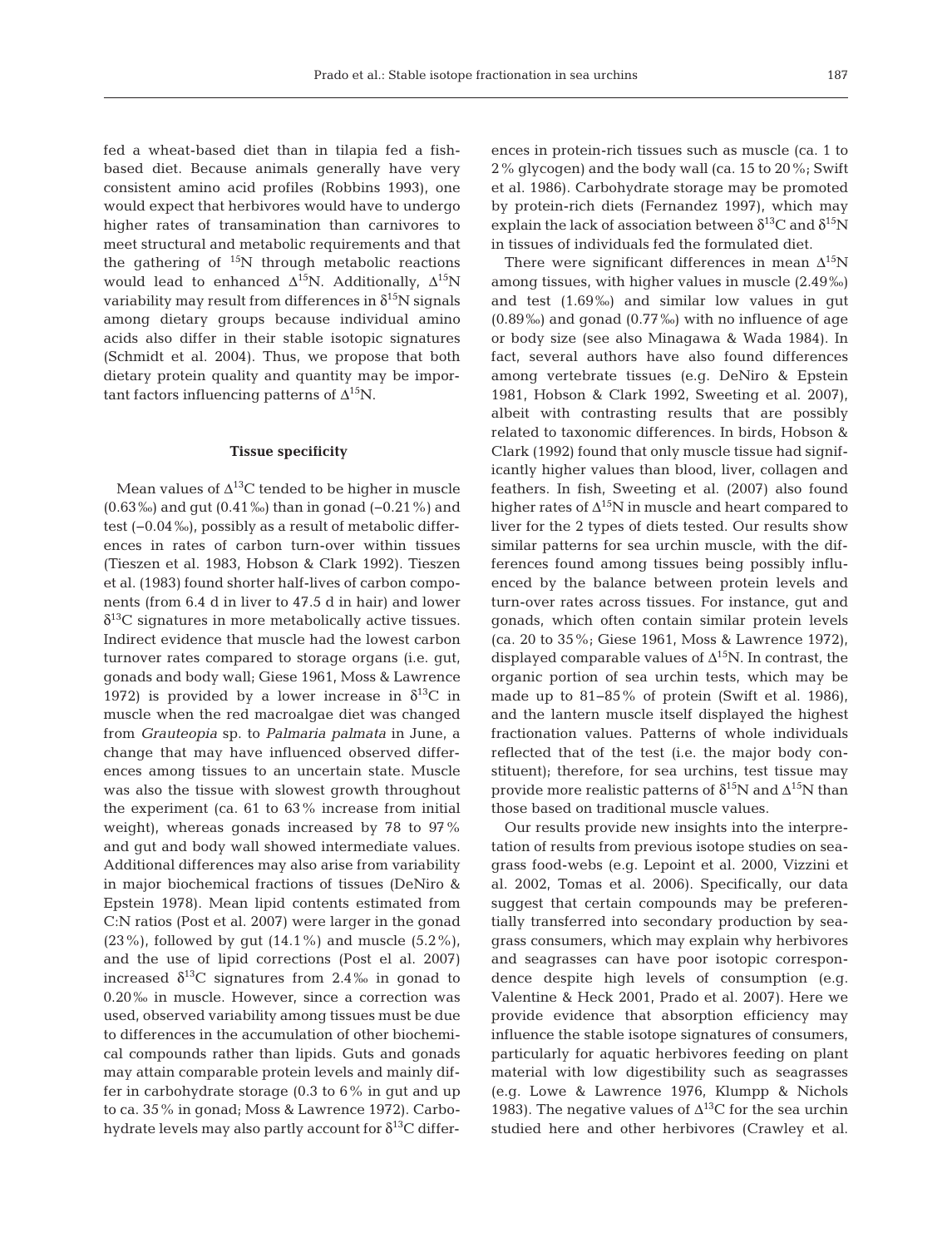fed a wheat-based diet than in tilapia fed a fish-based diet. Because animals generally have very consistent amino acid profiles (Robbins 1993), one would expect that herbivores would have to undergo higher rates of transamination than carnivores to meet structural and metabolic requirements and that the gathering of $^{15}N$ through metabolic reactions would lead to enhanced $\Delta^{15}N$. Additionally, $\Delta^{15}N$ variability may result from differences in $\delta^{15}N$ signals among dietary groups because individual amino acids also differ in their stable isotopic signatures (Schmidt et al. 2004). Thus, we propose that both dietary protein quality and quantity may be important factors influencing patterns of $\Delta^{15}N$.

### Tissue specificity

Mean values of $\Delta^{13}C$ tended to be higher in muscle (0.63‰) and gut (0.41‰) than in gonad (–0.21%) and test (–0.04‰), possibly as a result of metabolic differences in rates of carbon turn-over within tissues (Tieszen et al. 1983, Hobson & Clark 1992). Tieszen et al. (1983) found shorter half-lives of carbon components (from 6.4 d in liver to 47.5 d in hair) and lower $\delta^{13}C$ signatures in more metabolically active tissues. Indirect evidence that muscle had the lowest carbon turnover rates compared to storage organs (i.e. gut, gonads and body wall; Giese 1961, Moss & Lawrence 1972) is provided by a lower increase in $\delta^{13}C$ in muscle when the red macroalgae diet was changed from *Grauteopia* sp. to *Palmaria palmata* in June, a change that may have influenced observed differences among tissues to an uncertain state. Muscle was also the tissue with slowest growth throughout the experiment (ca. 61 to 63% increase from initial weight), whereas gonads increased by 78 to 97% and gut and body wall showed intermediate values. Additional differences may also arise from variability in major biochemical fractions of tissues (DeNiro & Epstein 1978). Mean lipid contents estimated from C:N ratios (Post et al. 2007) were larger in the gonad (23%), followed by gut (14.1%) and muscle (5.2%), and the use of lipid corrections (Post el al. 2007) increased $\delta^{13}C$ signatures from 2.4‰ in gonad to 0.20‰ in muscle. However, since a correction was used, observed variability among tissues must be due to differences in the accumulation of other biochemical compounds rather than lipids. Guts and gonads may attain comparable protein levels and mainly differ in carbohydrate storage (0.3 to 6% in gut and up to ca. 35% in gonad; Moss & Lawrence 1972). Carbohydrate levels may also partly account for $\delta^{13}C$ differences in protein-rich tissues such as muscle (ca. 1 to 2% glycogen) and the body wall (ca. 15 to 20%; Swift et al. 1986). Carbohydrate storage may be promoted by protein-rich diets (Fernandez 1997), which may explain the lack of association between $\delta^{13}C$ and $\delta^{15}N$ in tissues of individuals fed the formulated diet.

There were significant differences in mean $\Delta^{15}N$ among tissues, with higher values in muscle (2.49‰) and test (1.69‰) and similar low values in gut (0.89‰) and gonad (0.77‰) with no influence of age or body size (see also Minagawa & Wada 1984). In fact, several authors have also found differences among vertebrate tissues (e.g. DeNiro & Epstein 1981, Hobson & Clark 1992, Sweeting et al. 2007), albeit with contrasting results that are possibly related to taxonomic differences. In birds, Hobson & Clark (1992) found that only muscle tissue had significantly higher values than blood, liver, collagen and feathers. In fish, Sweeting et al. (2007) also found higher rates of $\Delta^{15}N$ in muscle and heart compared to liver for the 2 types of diets tested. Our results show similar patterns for sea urchin muscle, with the differences found among tissues being possibly influenced by the balance between protein levels and turn-over rates across tissues. For instance, gut and gonads, which often contain similar protein levels (ca. 20 to 35%; Giese 1961, Moss & Lawrence 1972), displayed comparable values of $\Delta^{15}N$. In contrast, the organic portion of sea urchin tests, which may be made up to 81–85% of protein (Swift et al. 1986), and the lantern muscle itself displayed the highest fractionation values. Patterns of whole individuals reflected that of the test (i.e. the major body constituent); therefore, for sea urchins, test tissue may provide more realistic patterns of $\delta^{15}N$ and $\Delta^{15}N$ than those based on traditional muscle values.

Our results provide new insights into the interpretation of results from previous isotope studies on seagrass food-webs (e.g. Lepoint et al. 2000, Vizzini et al. 2002, Tomas et al. 2006). Specifically, our data suggest that certain compounds may be preferentially transferred into secondary production by seagrass consumers, which may explain why herbivores and seagrasses can have poor isotopic correspondence despite high levels of consumption (e.g. Valentine & Heck 2001, Prado et al. 2007). Here we provide evidence that absorption efficiency may influence the stable isotope signatures of consumers, particularly for aquatic herbivores feeding on plant material with low digestibility such as seagrasses (e.g. Lowe & Lawrence 1976, Klumpp & Nichols 1983). The negative values of $\Delta^{13}C$ for the sea urchin studied here and other herbivores (Crawley et al.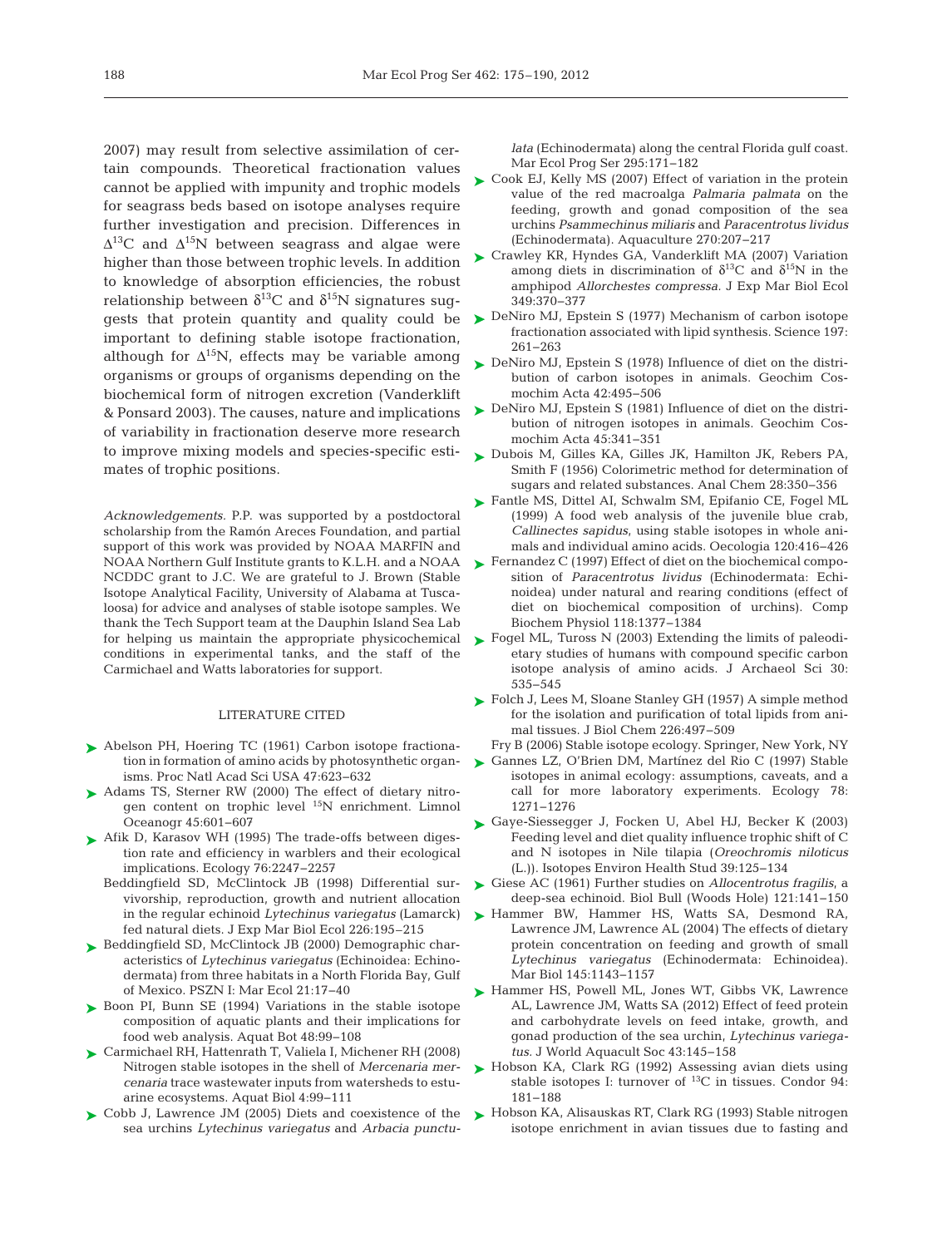2007) may result from selective assimilation of certain compounds. Theoretical fractionation values cannot be applied with impunity and trophic models for seagrass beds based on isotope analyses require further investigation and precision. Differences in $\Delta^{13}C$ and $\Delta^{15}N$ between seagrass and algae were higher than those between trophic levels. In addition to knowledge of absorption efficiencies, the robust relationship between $\delta^{13}C$ and $\delta^{15}N$ signatures suggests that protein quantity and quality could be important to defining stable isotope fractionation, although for $\Delta^{15}N$, effects may be variable among organisms or groups of organisms depending on the biochemical form of nitrogen excretion (Vanderklift & Ponsard 2003). The causes, nature and implications of variability in fractionation deserve more research to improve mixing models and species-specific estimates of trophic positions.

*Acknowledgements.* P.P. was supported by a postdoctoral scholarship from the Ramón Areces Foundation, and partial support of this work was provided by NOAA MARFIN and NOAA Northern Gulf Institute grants to K.L.H. and a NOAA NCDDC grant to J.C. We are grateful to J. Brown (Stable Isotope Analytical Facility, University of Alabama at Tuscaloosa) for advice and analyses of stable isotope samples. We thank the Tech Support team at the Dauphin Island Sea Lab for helping us maintain the appropriate physicochemical conditions in experimental tanks, and the staff of the Carmichael and Watts laboratories for support.

## LITERATURE CITED

- Abelson PH, Hoering TC (1961) Carbon isotope fractionation in formation of amino acids by photosynthetic organisms. Proc Natl Acad Sci USA 47:623–632
- Adams TS, Sterner RW (2000) The effect of dietary nitrogen content on trophic level $^{15}N$ enrichment. Limnol Oceanogr 45:601–607
- Afik D, Karasov WH (1995) The trade-offs between digestion rate and efficiency in warblers and their ecological implications. Ecology 76:2247–2257
- Beddingfield SD, McClintock JB (1998) Differential survivorship, reproduction, growth and nutrient allocation in the regular echinoid *Lytechinus variegatus* (Lamarck) fed natural diets. J Exp Mar Biol Ecol 226:195–215
- Beddingfield SD, McClintock JB (2000) Demographic characteristics of *Lytechinus variegatus* (Echinoidea: Echinodermata) from three habitats in a North Florida Bay, Gulf of Mexico. PSZN I: Mar Ecol 21:17–40
- Boon PI, Bunn SE (1994) Variations in the stable isotope composition of aquatic plants and their implications for food web analysis. Aquat Bot 48:99–108
- Carmichael RH, Hattenrath T, Valiela I, Michener RH (2008) Nitrogen stable isotopes in the shell of *Mercenaria mercenaria* trace wastewater inputs from watersheds to estuarine ecosystems. Aquat Biol 4:99–111
- Cobb J, Lawrence JM (2005) Diets and coexistence of the sea urchins *Lytechinus variegatus* and *Arbacia punctulata* (Echinodermata) along the central Florida gulf coast. Mar Ecol Prog Ser 295:171–182
- Cook EJ, Kelly MS (2007) Effect of variation in the protein value of the red macroalga *Palmaria palmata* on the feeding, growth and gonad composition of the sea urchins *Psammechinus miliaris* and *Paracentrotus lividus* (Echinodermata). Aquaculture 270:207–217
- Crawley KR, Hyndes GA, Vanderklift MA (2007) Variation among diets in discrimination of $\delta^{13}C$ and $\delta^{15}N$ in the amphipod *Allorchestes compressa*. J Exp Mar Biol Ecol 349:370–377
- DeNiro MJ, Epstein S (1977) Mechanism of carbon isotope fractionation associated with lipid synthesis. Science 197: 261–263
- DeNiro MJ, Epstein S (1978) Influence of diet on the distribution of carbon isotopes in animals. Geochim Cosmochim Acta 42:495–506
- DeNiro MJ, Epstein S (1981) Influence of diet on the distribution of nitrogen isotopes in animals. Geochim Cosmochim Acta 45:341–351
- Dubois M, Gilles KA, Gilles JK, Hamilton JK, Rebers PA, Smith F (1956) Colorimetric method for determination of sugars and related substances. Anal Chem 28:350–356
- Fantle MS, Dittel AI, Schwalm SM, Epifanio CE, Fogel ML (1999) A food web analysis of the juvenile blue crab, *Callinectes sapidus*, using stable isotopes in whole animals and individual amino acids. Oecologia 120:416–426
- Fernandez C (1997) Effect of diet on the biochemical composition of *Paracentrotus lividus* (Echinodermata: Echinoidea) under natural and rearing conditions (effect of diet on biochemical composition of urchins). Comp Biochem Physiol 118:1377–1384
- Fogel ML, Tuross N (2003) Extending the limits of paleodietary studies of humans with compound specific carbon isotope analysis of amino acids. J Archaeol Sci 30: 535–545
- Folch J, Lees M, Sloane Stanley GH (1957) A simple method for the isolation and purification of total lipids from animal tissues. J Biol Chem 226:497–509
- Fry B (2006) Stable isotope ecology. Springer, New York, NY
- Gannes LZ, O'Brien DM, Martínez del Rio C (1997) Stable isotopes in animal ecology: assumptions, caveats, and a call for more laboratory experiments. Ecology 78: 1271–1276
- Gaye-Siessegger J, Focken U, Abel HJ, Becker K (2003) Feeding level and diet quality influence trophic shift of C and N isotopes in Nile tilapia (*Oreochromis niloticus* (L.)). Isotopes Environ Health Stud 39:125–134
- Giese AC (1961) Further studies on *Allocentrotus fragilis*, a deep-sea echinoid. Biol Bull (Woods Hole) 121:141–150
- Hammer BW, Hammer HS, Watts SA, Desmond RA, Lawrence JM, Lawrence AL (2004) The effects of dietary protein concentration on feeding and growth of small *Lytechinus variegatus* (Echinodermata: Echinoidea). Mar Biol 145:1143–1157
- Hammer HS, Powell ML, Jones WT, Gibbs VK, Lawrence AL, Lawrence JM, Watts SA (2012) Effect of feed protein and carbohydrate levels on feed intake, growth, and gonad production of the sea urchin, *Lytechinus variegatus*. J World Aquacult Soc 43:145–158
- Hobson KA, Clark RG (1992) Assessing avian diets using stable isotopes I: turnover of $^{13}C$ in tissues. Condor 94: 181–188
- Hobson KA, Alisauskas RT, Clark RG (1993) Stable nitrogen isotope enrichment in avian tissues due to fasting and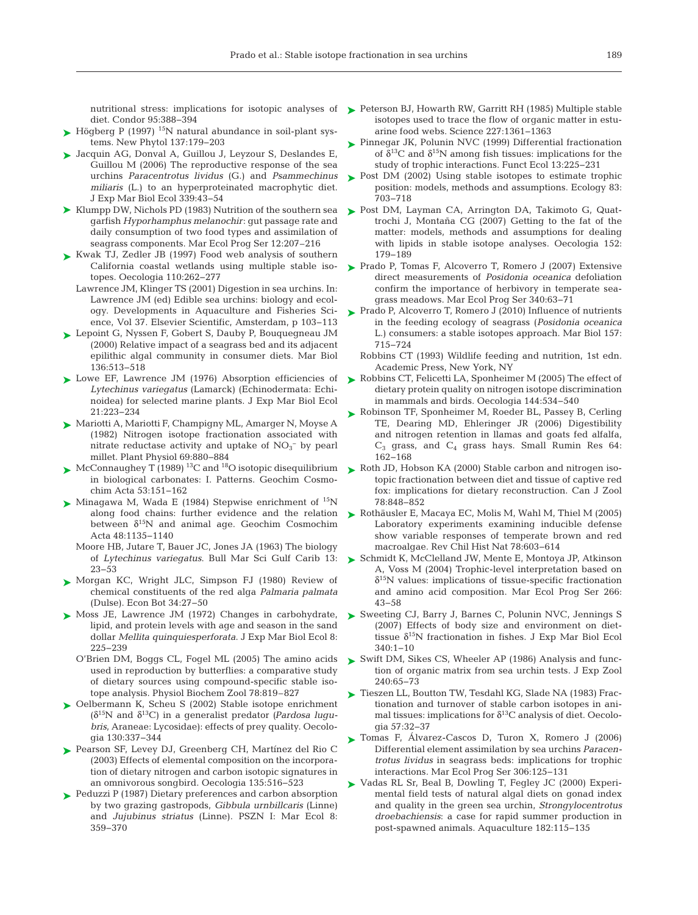nutritional stress: implications for isotopic analyses of diet. Condor 95:388–394

Högberg P (1997) $^{15}N$ natural abundance in soil-plant systems. New Phytol 137:179–203

Jacquin AG, Donval A, Guillou J, Leyzour S, Deslandes E, Guillou M (2006) The reproductive response of the sea urchins *Paracentrotus lividus* (G.) and *Psammechinus miliaris* (L.) to an hyperproteinated macrophytic diet. J Exp Mar Biol Ecol 339:43–54

Klumpp DW, Nichols PD (1983) Nutrition of the southern sea garfish *Hyporhamphus melanochir*: gut passage rate and daily consumption of two food types and assimilation of seagrass components. Mar Ecol Prog Ser 12:207–216

Kwak TJ, Zedler JB (1997) Food web analysis of southern California coastal wetlands using multiple stable isotopes. Oecologia 110:262–277

Lawrence JM, Klinger TS (2001) Digestion in sea urchins. In: Lawrence JM (ed) Edible sea urchins: biology and ecology. Developments in Aquaculture and Fisheries Science, Vol 37. Elsevier Scientific, Amsterdam, p 103–113

Lepoint G, Nyssen F, Gobert S, Dauby P, Bouquegneau JM (2000) Relative impact of a seagrass bed and its adjacent epilithic algal community in consumer diets. Mar Biol 136:513–518

Lowe EF, Lawrence JM (1976) Absorption efficiencies of *Lytechinus variegatus* (Lamarck) (Echinodermata: Echinoidea) for selected marine plants. J Exp Mar Biol Ecol 21:223–234

Mariotti A, Mariotti F, Champigny ML, Amarger N, Moyse A (1982) Nitrogen isotope fractionation associated with nitrate reductase activity and uptake of $NO_3^-$ by pearl millet. Plant Physiol 69:880–884

McConnaughey T (1989) $^{13}C$ and $^{18}O$ isotopic disequilibrium in biological carbonates: I. Patterns. Geochim Cosmochim Acta 53:151–162

Minagawa M, Wada E (1984) Stepwise enrichment of $^{15}N$ along food chains: further evidence and the relation between $\delta^{15}N$ and animal age. Geochim Cosmochim Acta 48:1135–1140

Moore HB, Jutare T, Bauer JC, Jones JA (1963) The biology of *Lytechinus variegatus*. Bull Mar Sci Gulf Carib 13: 23–53

Morgan KC, Wright JLC, Simpson FJ (1980) Review of chemical constituents of the red alga *Palmaria palmata* (Dulse). Econ Bot 34:27–50

Moss JE, Lawrence JM (1972) Changes in carbohydrate, lipid, and protein levels with age and season in the sand dollar *Mellita quinquiesperforata*. J Exp Mar Biol Ecol 8: 225–239

O'Brien DM, Boggs CL, Fogel ML (2005) The amino acids used in reproduction by butterflies: a comparative study of dietary sources using compound-specific stable isotope analysis. Physiol Biochem Zool 78:819–827

Oelbermann K, Scheu S (2002) Stable isotope enrichment ($\delta^{15}N$ and $\delta^{13}C$) in a generalist predator (*Pardosa lugubris*, Araneae: Lycosidae): effects of prey quality. Oecologia 130:337–344

Pearson SF, Levey DJ, Greenberg CH, Martínez del Rio C (2003) Effects of elemental composition on the incorporation of dietary nitrogen and carbon isotopic signatures in an omnivorous songbird. Oecologia 135:516–523

Peduzzi P (1987) Dietary preferences and carbon absorption by two grazing gastropods, *Gibbula urnbillcaris* (Linne) and *Jujubinus striatus* (Linne). PSZN I: Mar Ecol 8: 359–370

Peterson BJ, Howarth RW, Garritt RH (1985) Multiple stable isotopes used to trace the flow of organic matter in estuarine food webs. Science 227:1361–1363

Pinnegar JK, Polunin NVC (1999) Differential fractionation of $\delta^{13}C$ and $\delta^{15}N$ among fish tissues: implications for the study of trophic interactions. Funct Ecol 13:225–231

Post DM (2002) Using stable isotopes to estimate trophic position: models, methods and assumptions. Ecology 83: 703–718

Post DM, Layman CA, Arrington DA, Takimoto G, Quattrochi J, Montaña CG (2007) Getting to the fat of the matter: models, methods and assumptions for dealing with lipids in stable isotope analyses. Oecologia 152: 179–189

Prado P, Tomas F, Alcoverro T, Romero J (2007) Extensive direct measurements of *Posidonia oceanica* defoliation confirm the importance of herbivory in temperate seagrass meadows. Mar Ecol Prog Ser 340:63–71

Prado P, Alcoverro T, Romero J (2010) Influence of nutrients in the feeding ecology of seagrass (*Posidonia oceanica* L.) consumers: a stable isotopes approach. Mar Biol 157: 715–724

Robbins CT (1993) Wildlife feeding and nutrition, 1st edn. Academic Press, New York, NY

Robbins CT, Felicetti LA, Sponheimer M (2005) The effect of dietary protein quality on nitrogen isotope discrimination in mammals and birds. Oecologia 144:534–540

Robinson TF, Sponheimer M, Roeder BL, Passey B, Cerling TE, Dearing MD, Ehleringer JR (2006) Digestibility and nitrogen retention in llamas and goats fed alfalfa, $C_3$ grass, and $C_4$ grass hays. Small Rumin Res 64: 162–168

Roth JD, Hobson KA (2000) Stable carbon and nitrogen isotopic fractionation between diet and tissue of captive red fox: implications for dietary reconstruction. Can J Zool 78:848–852

Rothäusler E, Macaya EC, Molis M, Wahl M, Thiel M (2005) Laboratory experiments examining inducible defense show variable responses of temperate brown and red macroalgae. Rev Chil Hist Nat 78:603–614

Schmidt K, McClelland JW, Mente E, Montoya JP, Atkinson A, Voss M (2004) Trophic-level interpretation based on $\delta^{15}N$ values: implications of tissue-specific fractionation and amino acid composition. Mar Ecol Prog Ser 266: 43–58

Sweeting CJ, Barry J, Barnes C, Polunin NVC, Jennings S (2007) Effects of body size and environment on diet-tissue $\delta^{15}N$ fractionation in fishes. J Exp Mar Biol Ecol 340:1–10

Swift DM, Sikes CS, Wheeler AP (1986) Analysis and function of organic matrix from sea urchin tests. J Exp Zool 240:65–73

Tieszen LL, Boutton TW, Tesdahl KG, Slade NA (1983) Fractionation and turnover of stable carbon isotopes in animal tissues: implications for $\delta^{13}C$ analysis of diet. Oecologia 57:32–37

Tomas F, Álvarez-Cascos D, Turon X, Romero J (2006) Differential element assimilation by sea urchins *Paracentrotus lividus* in seagrass beds: implications for trophic interactions. Mar Ecol Prog Ser 306:125–131

Vadas RL Sr, Beal B, Dowling T, Fegley JC (2000) Experimental field tests of natural algal diets on gonad index and quality in the green sea urchin, *Strongylocentrotus droebachiensis*: a case for rapid summer production in post-spawned animals. Aquaculture 182:115–135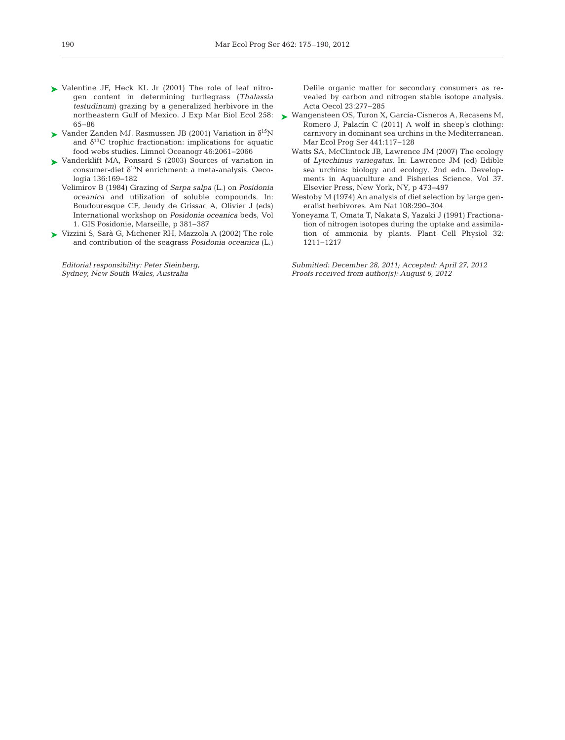Valentine JF, Heck KL Jr (2001) The role of leaf nitrogen content in determining turtlegrass (*Thalassia testudinum*) grazing by a generalized herbivore in the northeastern Gulf of Mexico. J Exp Mar Biol Ecol 258: 65–86

Vander Zanden MJ, Rasmussen JB (2001) Variation in $\delta^{15}N$ and $\delta^{13}C$ trophic fractionation: implications for aquatic food webs studies. Limnol Oceanogr 46:2061–2066

Vanderklift MA, Ponsard S (2003) Sources of variation in consumer-diet $\delta^{15}N$ enrichment: a meta-analysis. Oecologia 136:169–182

Velimirov B (1984) Grazing of *Sarpa salpa* (L.) on *Posidonia oceanica* and utilization of soluble compounds. In: Boudouresque CF, Jeudy de Grissac A, Olivier J (eds) International workshop on *Posidonia oceanica* beds, Vol 1. GIS Posidonie, Marseille, p 381–387

Vizzini S, Sarà G, Michener RH, Mazzola A (2002) The role and contribution of the seagrass *Posidonia oceanica* (L.) Delile organic matter for secondary consumers as revealed by carbon and nitrogen stable isotope analysis. Acta Oecol 23:277–285

Wangensteen OS, Turon X, García-Cisneros A, Recasens M, Romero J, Palacín C (2011) A wolf in sheep's clothing: carnivory in dominant sea urchins in the Mediterranean. Mar Ecol Prog Ser 441:117–128

Watts SA, McClintock JB, Lawrence JM (2007) The ecology of *Lytechinus variegatus*. In: Lawrence JM (ed) Edible sea urchins: biology and ecology, 2nd edn. Developments in Aquaculture and Fisheries Science, Vol 37. Elsevier Press, New York, NY, p 473–497

Westoby M (1974) An analysis of diet selection by large generalist herbivores. Am Nat 108:290–304

Yoneyama T, Omata T, Nakata S, Yazaki J (1991) Fractionation of nitrogen isotopes during the uptake and assimilation of ammonia by plants. Plant Cell Physiol 32: 1211–1217

*Editorial responsibility: Peter Steinberg, Sydney, New South Wales, Australia*

*Submitted: December 28, 2011; Accepted: April 27, 2012*
*Proofs received from author(s): August 6, 2012*